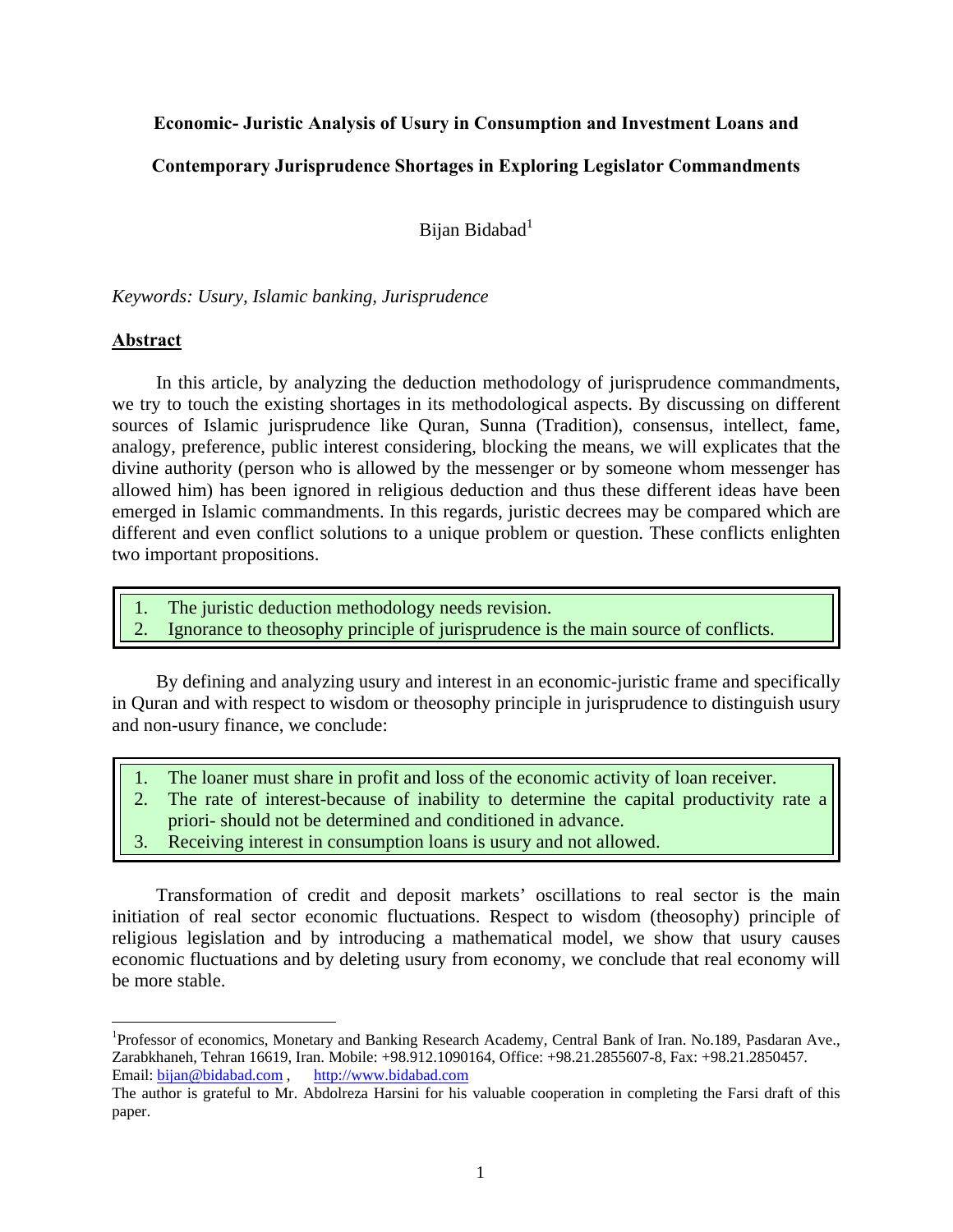# Economic- Juristic Analysis of Usury in Consumption and Investment Loans and Contemporary Jurisprudence Shortages in Exploring Legislator Commandments

Bijan Bidabad[1]

*Keywords: Usury, Islamic banking, Jurisprudence*

## Abstract

In this article, by analyzing the deduction methodology of jurisprudence commandments, we try to touch the existing shortages in its methodological aspects. By discussing on different sources of Islamic jurisprudence like Quran, Sunna (Tradition), consensus, intellect, fame, analogy, preference, public interest considering, blocking the means, we will explicates that the divine authority (person who is allowed by the messenger or by someone whom messenger has allowed him) has been ignored in religious deduction and thus these different ideas have been emerged in Islamic commandments. In this regards, juristic decrees may be compared which are different and even conflict solutions to a unique problem or question. These conflicts enlighten two important propositions.

1. The juristic deduction methodology needs revision.
2. Ignorance to theosophy principle of jurisprudence is the main source of conflicts.

By defining and analyzing usury and interest in an economic-juristic frame and specifically in Quran and with respect to wisdom or theosophy principle in jurisprudence to distinguish usury and non-usury finance, we conclude:

1. The loaner must share in profit and loss of the economic activity of loan receiver.
2. The rate of interest-because of inability to determine the capital productivity rate a priori- should not be determined and conditioned in advance.
3. Receiving interest in consumption loans is usury and not allowed.

Transformation of credit and deposit markets' oscillations to real sector is the main initiation of real sector economic fluctuations. Respect to wisdom (theosophy) principle of religious legislation and by introducing a mathematical model, we show that usury causes economic fluctuations and by deleting usury from economy, we conclude that real economy will be more stable.

---

[1]Professor of economics, Monetary and Banking Research Academy, Central Bank of Iran. No.189, Pasdaran Ave., Zarabkhaneh, Tehran 16619, Iran. Mobile: +98.912.1090164, Office: +98.21.2855607-8, Fax: +98.21.2850457. Email: bijan@bidabad.com , http://www.bidabad.com

The author is grateful to Mr. Abdolreza Harsini for his valuable cooperation in completing the Farsi draft of this paper.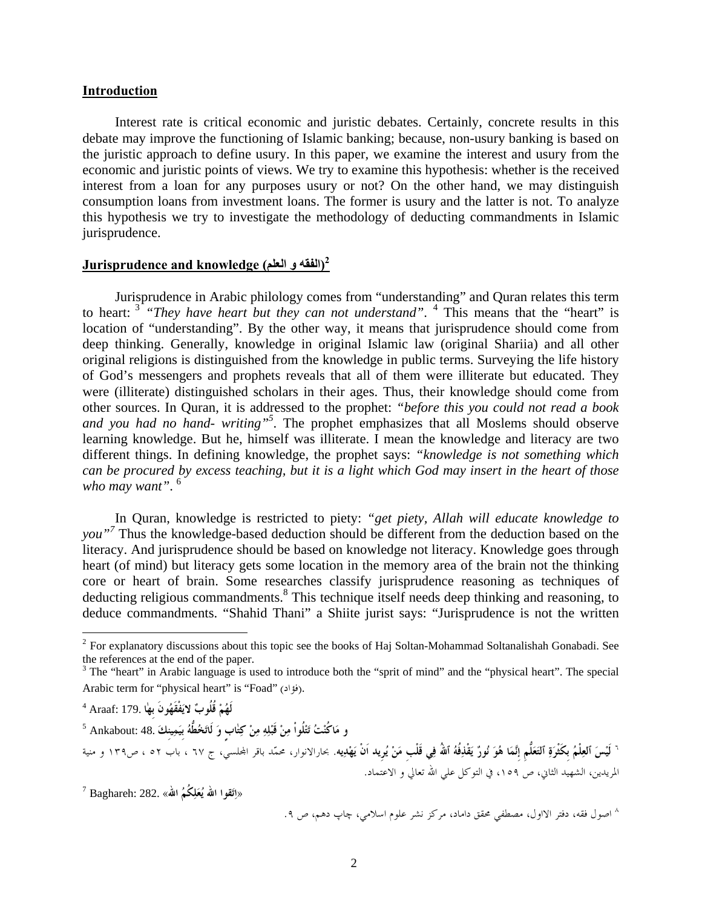## **Introduction**

Interest rate is critical economic and juristic debates. Certainly, concrete results in this debate may improve the functioning of Islamic banking; because, non-usury banking is based on the juristic approach to define usury. In this paper, we examine the interest and usury from the economic and juristic points of views. We try to examine this hypothesis: whether is the received interest from a loan for any purposes usury or not? On the other hand, we may distinguish consumption loans from investment loans. The former is usury and the latter is not. To analyze this hypothesis we try to investigate the methodology of deducting commandments in Islamic jurisprudence.

## **Jurisprudence and knowledge (الفقه و العلم)**[2]

Jurisprudence in Arabic philology comes from "understanding" and Quran relates this term to heart: [3] *"They have heart but they can not understand"*. [4] This means that the "heart" is location of "understanding". By the other way, it means that jurisprudence should come from deep thinking. Generally, knowledge in original Islamic law (original Shariia) and all other original religions is distinguished from the knowledge in public terms. Surveying the life history of God's messengers and prophets reveals that all of them were illiterate but educated. They were (illiterate) distinguished scholars in their ages. Thus, their knowledge should come from other sources. In Quran, it is addressed to the prophet: *"before this you could not read a book and you had no hand- writing"*[5]. The prophet emphasizes that all Moslems should observe learning knowledge. But he, himself was illiterate. I mean the knowledge and literacy are two different things. In defining knowledge, the prophet says: *"knowledge is not something which can be procured by excess teaching, but it is a light which God may insert in the heart of those who may want"*. [6]

In Quran, knowledge is restricted to piety: *"get piety, Allah will educate knowledge to you"*[7] Thus the knowledge-based deduction should be different from the deduction based on the literacy. And jurisprudence should be based on knowledge not literacy. Knowledge goes through heart (of mind) but literacy gets some location in the memory area of the brain not the thinking core or heart of brain. Some researches classify jurisprudence reasoning as techniques of deducting religious commandments.[8] This technique itself needs deep thinking and reasoning, to deduce commandments. "Shahid Thani" a Shiite jurist says: "Jurisprudence is not the written

---

[2] For explanatory discussions about this topic see the books of Haj Soltan-Mohammad Soltanalishah Gonabadi. See the references at the end of the paper.

[3] The "heart" in Arabic language is used to introduce both the "sprit of mind" and the "physical heart". The special Arabic term for "physical heart" is "Foad" (فؤاد).

[4] Araaf: 179. لَهُمْ قُلُوبٌ لايَفْقَهُونَ بِها

[5] Ankabout: 48. و مَاكُنْتَ تَتْلُواْ مِنْ قَبْلِهِ مِنْ كِتابٍ وَ لَاتَخُطُّهُ بِيَمِينِكَ

[6] لَيْسَ اَلعِلْمُ بِكَثْرَةِ اَلتَعَلُّمِ إِنَّمَا هُوَ نُورٌ يَقْذِفُهُ اَللهُ فِي قَلْبِ مَنْ يُرِيد اَنْ يَهْدِيه. بحارالانوار، محمّد باقر المجلسي، ج ٦٧ ، باب ٥٢ ، ص١٣٩ و منية المريدين، الشهيد الثاني، ص ١٥٩، في التوكل علي الله تعالي و الاعتماد.

[7] Baghareh: 282. «اِتّقوا الله يُعَلِّمُكُمُ الله»

[8] اصول فقه، دفتر الاول، مصطفي محقق داماد، مركز نشر علوم اسلامي، چاپ دهم، ص ٩.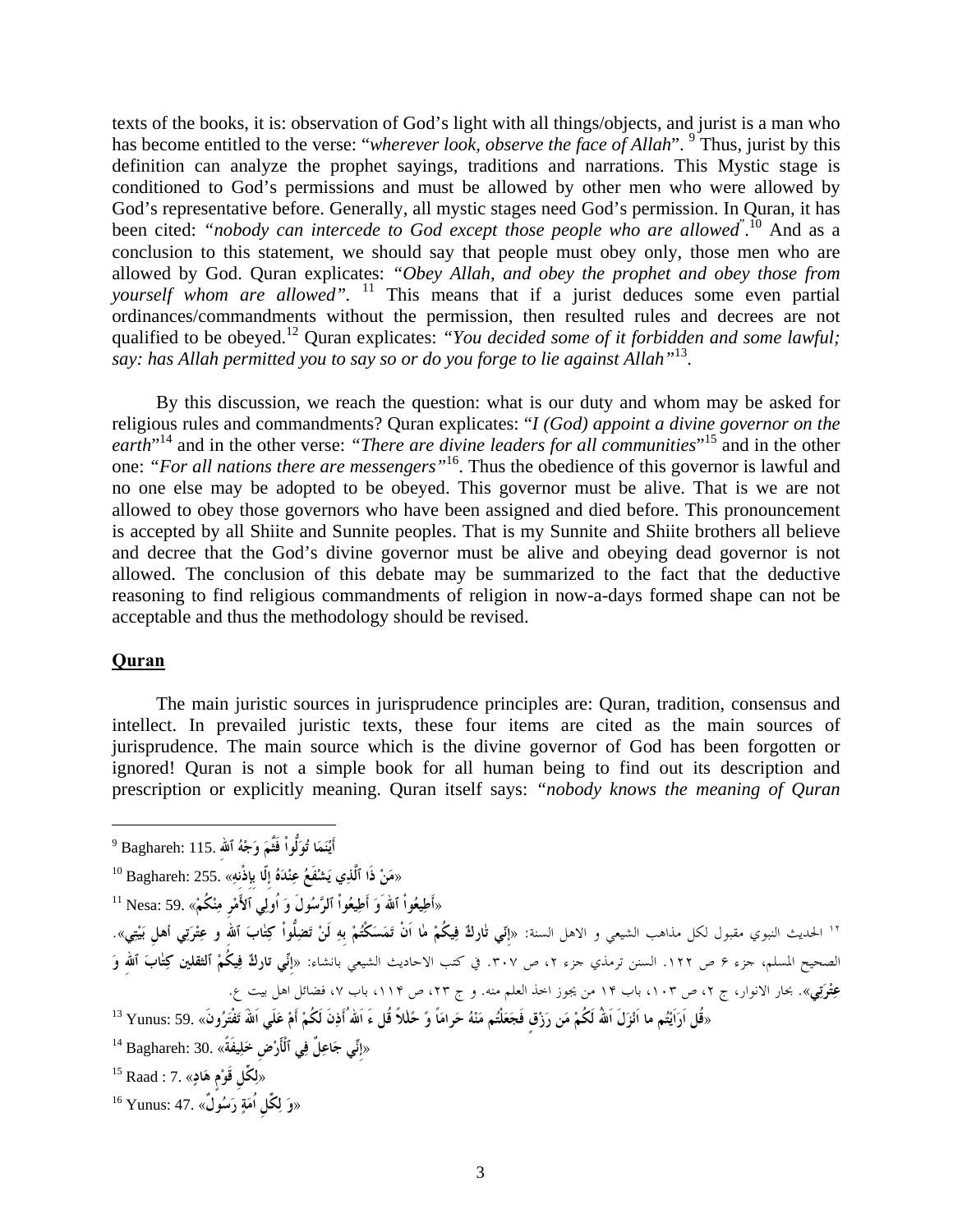texts of the books, it is: observation of God's light with all things/objects, and jurist is a man who has become entitled to the verse: "*wherever look, observe the face of Allah*". [9] Thus, jurist by this definition can analyze the prophet sayings, traditions and narrations. This Mystic stage is conditioned to God's permissions and must be allowed by other men who were allowed by God's representative before. Generally, all mystic stages need God's permission. In Quran, it has been cited: "*nobody can intercede to God except those people who are allowed*".[10] And as a conclusion to this statement, we should say that people must obey only, those men who are allowed by God. Quran explicates: "*Obey Allah, and obey the prophet and obey those from yourself whom are allowed*". [11] This means that if a jurist deduces some even partial ordinances/commandments without the permission, then resulted rules and decrees are not qualified to be obeyed.[12] Quran explicates: "*You decided some of it forbidden and some lawful; say: has Allah permitted you to say so or do you forge to lie against Allah*"[13].

By this discussion, we reach the question: what is our duty and whom may be asked for religious rules and commandments? Quran explicates: "*I (God) appoint a divine governor on the earth*"[14] and in the other verse: "*There are divine leaders for all communities*"[15] and in the other one: "*For all nations there are messengers*"[16]. Thus the obedience of this governor is lawful and no one else may be adopted to be obeyed. This governor must be alive. That is we are not allowed to obey those governors who have been assigned and died before. This pronouncement is accepted by all Shiite and Sunnite peoples. That is my Sunnite and Shiite brothers all believe and decree that the God's divine governor must be alive and obeying dead governor is not allowed. The conclusion of this debate may be summarized to the fact that the deductive reasoning to find religious commandments of religion in now-a-days formed shape can not be acceptable and thus the methodology should be revised.

## Quran

The main juristic sources in jurisprudence principles are: Quran, tradition, consensus and intellect. In prevailed juristic texts, these four items are cited as the main sources of jurisprudence. The main source which is the divine governor of God has been forgotten or ignored! Quran is not a simple book for all human being to find out its description and prescription or explicitly meaning. Quran itself says: "*nobody knows the meaning of Quran*

---

[9] Baghareh: 115. أَيْنَمَا تُوَلُّواْ فَثَمَّ وَجْهُ ٱللهِ

[10] Baghareh: 255. «مَنْ ذَا ٱلَّذِي يَشْفَعُ عِنْدَهُ إِلَّا بِإِذْنِهِ»

[11] Nesa: 59. «أَطِيعُواْ ٱللهَ وَ أَطِيعُواْ ٱلرَّسُولَ وَ أُولِي ٱلأَمْرِ مِنْكُمْ»

[12] الحديث النبوي مقبول لكل مذاهب الشيعي و الاهل السنة: «إِنِّي تَارِكٌ فِيكُمْ مَا اَنْ تَمَسَّكْتُمْ بِهِ لَنْ تَضِلُّواْ كِتَابَ ٱللهِ و عِتْرَتِي أَهلِ بَيْتِي». الصحيح المسلم، جزء ۶ ص ۱۲۲. السنن ترمذي جزء ۲، ص ۳۰۷. في كتب الاحاديث الشيعي بانشاء: «إِنِّي تارِكٌ فِيكُمْ ٱلثقلين كِتَابَ ٱللهِ وَ عِتْرَتِي». بحار الانوار، ج ۲، ص ۱۰۳، باب ۱۴ من يجوز اخذ العلم منه. و ج ۲۳، ص ۱۱۴، باب ۷، فضائل اهل بيت ع.

[13] Yunus: 59. «قُل اَرَاَيْتُم ما اَنْزَلَ اَللهُ لَكُمْ مَن رَزْقٍ فَجَعَلْتُم مَنْهُ حَرَاماً وَ حَلَالاً قُل ءَ اللهُ أَذِنَ لَكُمْ أَمْ عَلَي اَللهِ تَفْتَرُونَ»

[14] Baghareh: 30. «إِنِّي جَاعِلٌ فِي ٱلْأَرْضِ خَلِيفَةً»

[15] Raad : 7. «لِكُلِّ قَوْمٍ هَادٍ»

[16] Yunus: 47. «وَ لِكُلِّ أُمَةٍ رَسُولٌ»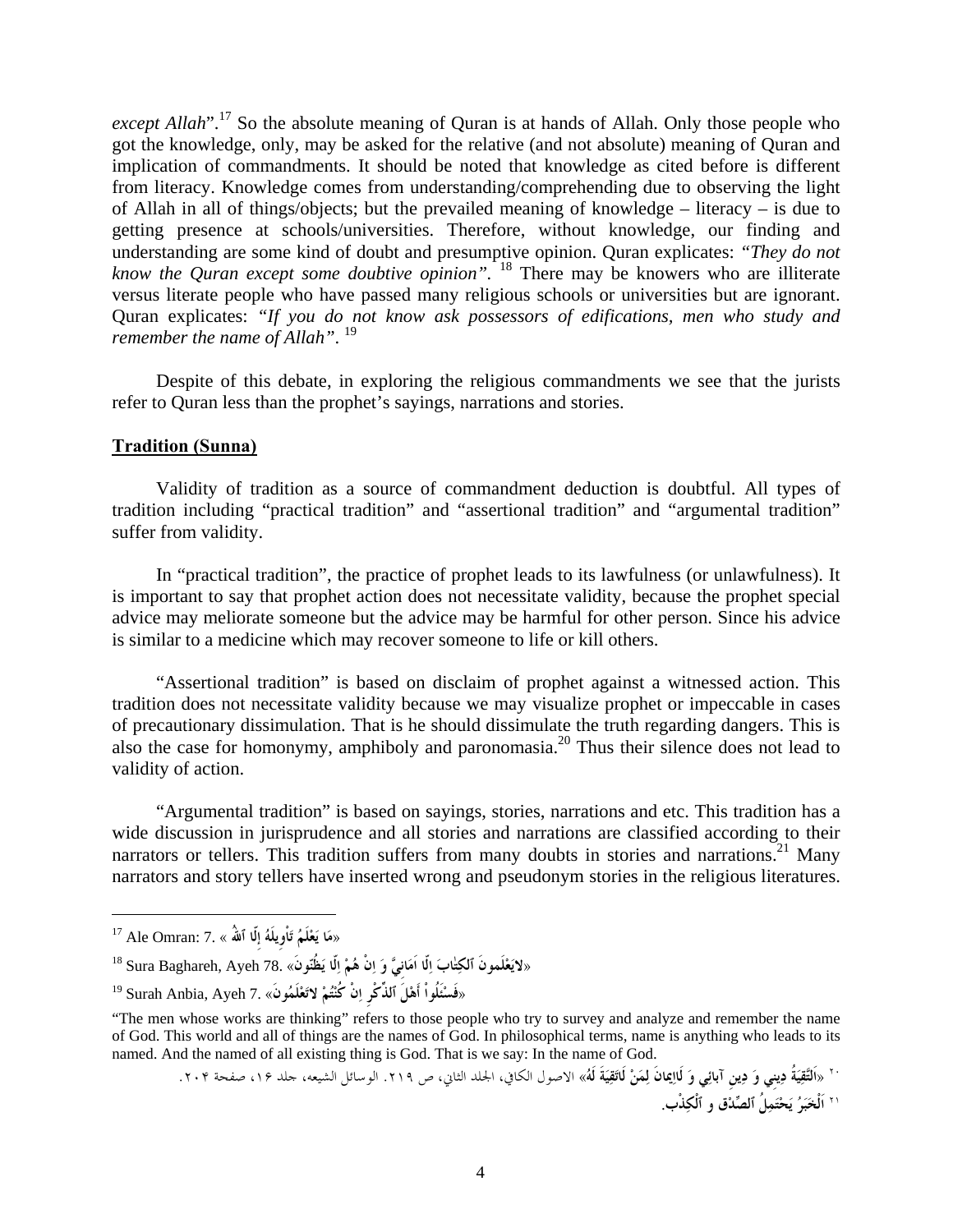*except Allah*".[17] So the absolute meaning of Quran is at hands of Allah. Only those people who got the knowledge, only, may be asked for the relative (and not absolute) meaning of Quran and implication of commandments. It should be noted that knowledge as cited before is different from literacy. Knowledge comes from understanding/comprehending due to observing the light of Allah in all of things/objects; but the prevailed meaning of knowledge – literacy – is due to getting presence at schools/universities. Therefore, without knowledge, our finding and understanding are some kind of doubt and presumptive opinion. Quran explicates: *"They do not know the Quran except some doubtive opinion"*. [18] There may be knowers who are illiterate versus literate people who have passed many religious schools or universities but are ignorant. Quran explicates: *"If you do not know ask possessors of edifications, men who study and remember the name of Allah"*. [19]

Despite of this debate, in exploring the religious commandments we see that the jurists refer to Quran less than the prophet's sayings, narrations and stories.

**Tradition (Sunna)**

Validity of tradition as a source of commandment deduction is doubtful. All types of tradition including "practical tradition" and "assertional tradition" and "argumental tradition" suffer from validity.

In "practical tradition", the practice of prophet leads to its lawfulness (or unlawfulness). It is important to say that prophet action does not necessitate validity, because the prophet special advice may meliorate someone but the advice may be harmful for other person. Since his advice is similar to a medicine which may recover someone to life or kill others.

"Assertional tradition" is based on disclaim of prophet against a witnessed action. This tradition does not necessitate validity because we may visualize prophet or impeccable in cases of precautionary dissimulation. That is he should dissimulate the truth regarding dangers. This is also the case for homonymy, amphiboly and paronomasia.[20] Thus their silence does not lead to validity of action.

"Argumental tradition" is based on sayings, stories, narrations and etc. This tradition has a wide discussion in jurisprudence and all stories and narrations are classified according to their narrators or tellers. This tradition suffers from many doubts in stories and narrations.[21] Many narrators and story tellers have inserted wrong and pseudonym stories in the religious literatures.

---

[17] Ale Omran: 7. «مَا يَعْلَمُ تَأْوِيلَهُ إِلَّا ٱللَّهُ»

[18] Sura Baghareh, Ayeh 78. «لايَعْلَمونَ ٱلكِتابَ اِلّا اَمانِيَّ وَ اِنْ هُمْ اِلّا يَظُنّونَ»

[19] Surah Anbia, Ayeh 7. «فَسْئَلُواْ أَهْلَ ٱلذِّكْرِ اِنْ كُنْتُمْ لاتَعْلَمُونَ»

"The men whose works are thinking" refers to those people who try to survey and analyze and remember the name of God. This world and all of things are the names of God. In philosophical terms, name is anything who leads to its named. And the named of all existing thing is God. That is we say: In the name of God.

[20] «اَلتَّقِيَّةُ دِينِي وَ دِينِ آبائِي وَ لَاإيمانَ لِمَنْ لَاتَقِيَّةَ لَهُ» الاصول الكافي، الجلد الثاني، ص ۲۱۹. الوسائل الشيعه، جلد ۱۶، صفحة ۲۰۴.

[21] اَلْخَبَرُ يَحْتَمِلُ اَلصِّدْق و اَلْكِذْب.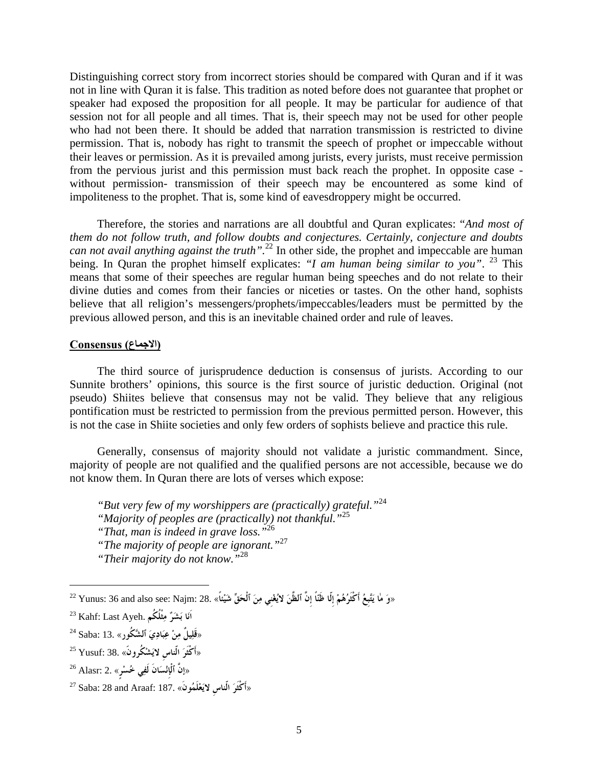Distinguishing correct story from incorrect stories should be compared with Quran and if it was not in line with Quran it is false. This tradition as noted before does not guarantee that prophet or speaker had exposed the proposition for all people. It may be particular for audience of that session not for all people and all times. That is, their speech may not be used for other people who had not been there. It should be added that narration transmission is restricted to divine permission. That is, nobody has right to transmit the speech of prophet or impeccable without their leaves or permission. As it is prevailed among jurists, every jurists, must receive permission from the pervious jurist and this permission must back reach the prophet. In opposite case - without permission- transmission of their speech may be encountered as some kind of impoliteness to the prophet. That is, some kind of eavesdroppery might be occurred.

Therefore, the stories and narrations are all doubtful and Quran explicates: "*And most of them do not follow truth, and follow doubts and conjectures. Certainly, conjecture and doubts can not avail anything against the truth".*[22] In other side, the prophet and impeccable are human being. In Quran the prophet himself explicates: *"I am human being similar to you"*. [23] This means that some of their speeches are regular human being speeches and do not relate to their divine duties and comes from their fancies or niceties or tastes. On the other hand, sophists believe that all religion's messengers/prophets/impeccables/leaders must be permitted by the previous allowed person, and this is an inevitable chained order and rule of leaves.

**Consensus (الاجماع)**

The third source of jurisprudence deduction is consensus of jurists. According to our Sunnite brothers' opinions, this source is the first source of juristic deduction. Original (not pseudo) Shiites believe that consensus may not be valid. They believe that any religious pontification must be restricted to permission from the previous permitted person. However, this is not the case in Shiite societies and only few orders of sophists believe and practice this rule.

Generally, consensus of majority should not validate a juristic commandment. Since, majority of people are not qualified and the qualified persons are not accessible, because we do not know them. In Quran there are lots of verses which expose:

> "*But very few of my worshippers are (practically) grateful."*[24]
> "*Majority of peoples are (practically) not thankful."*[25]
> "*That, man is indeed in grave loss."*[26]
> "*The majority of people are ignorant."*[27]
> "*Their majority do not know."*[28]

---

[22] Yunus: 36 and also see: Najm: 28. «وَ مٰا يَتَّبِعُ أَكْثَرُهُمْ إِلّا ظَنّاً إِنَّ اَلظَّنَ لايُغْنِي مِنَ اَلْحَقِّ شَيْئاً»

[23] Kahf: Last Ayeh. انَا بَشَرٌ مِثْلُكُم

[24] Saba: 13. «قَلِيلٌ مِنْ عِبَادِيَ اَلشَّكُور»

[25] Yusuf: 38. «أَكْثَرَ النّاسِ لايَشْكُرونَ»

[26] Alasr: 2. «إِنَّ اَلْإِنْسَانَ لَفِي خُسْرٍ»

[27] Saba: 28 and Araaf: 187. «أَكْثَرَ النّاسِ لايَعْلَمُونَ»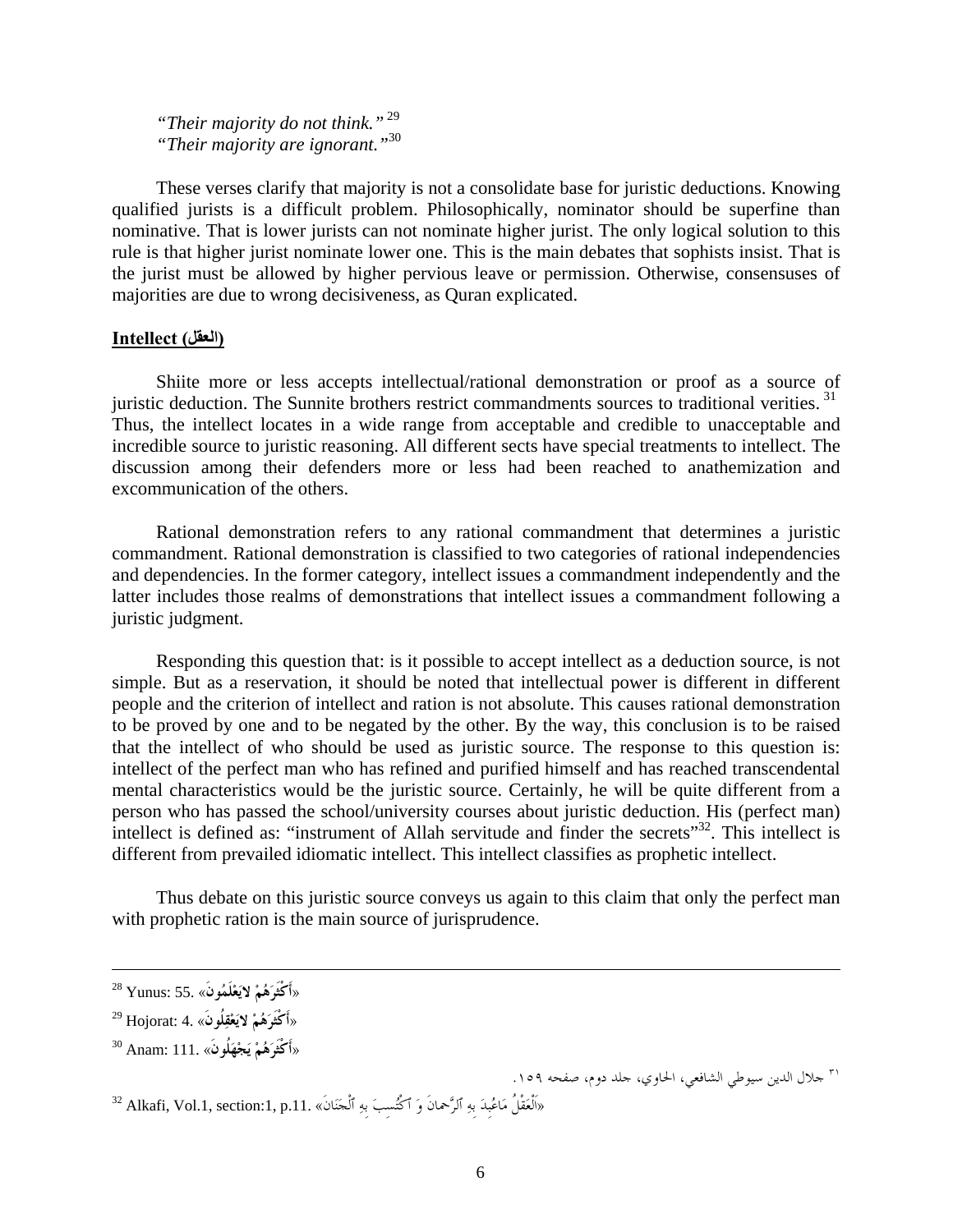*"Their majority do not think."* [29]
*"Their majority are ignorant."* [30]

These verses clarify that majority is not a consolidate base for juristic deductions. Knowing qualified jurists is a difficult problem. Philosophically, nominator should be superfine than nominative. That is lower jurists can not nominate higher jurist. The only logical solution to this rule is that higher jurist nominate lower one. This is the main debates that sophists insist. That is the jurist must be allowed by higher pervious leave or permission. Otherwise, consensuses of majorities are due to wrong decisiveness, as Quran explicated.

## **Intellect (العقل)**

Shiite more or less accepts intellectual/rational demonstration or proof as a source of juristic deduction. The Sunnite brothers restrict commandments sources to traditional verities. [31] Thus, the intellect locates in a wide range from acceptable and credible to unacceptable and incredible source to juristic reasoning. All different sects have special treatments to intellect. The discussion among their defenders more or less had been reached to anathemization and excommunication of the others.

Rational demonstration refers to any rational commandment that determines a juristic commandment. Rational demonstration is classified to two categories of rational independencies and dependencies. In the former category, intellect issues a commandment independently and the latter includes those realms of demonstrations that intellect issues a commandment following a juristic judgment.

Responding this question that: is it possible to accept intellect as a deduction source, is not simple. But as a reservation, it should be noted that intellectual power is different in different people and the criterion of intellect and ration is not absolute. This causes rational demonstration to be proved by one and to be negated by the other. By the way, this conclusion is to be raised that the intellect of who should be used as juristic source. The response to this question is: intellect of the perfect man who has refined and purified himself and has reached transcendental mental characteristics would be the juristic source. Certainly, he will be quite different from a person who has passed the school/university courses about juristic deduction. His (perfect man) intellect is defined as: "instrument of Allah servitude and finder the secrets"[32]. This intellect is different from prevailed idiomatic intellect. This intellect classifies as prophetic intellect.

Thus debate on this juristic source conveys us again to this claim that only the perfect man with prophetic ration is the main source of jurisprudence.

---

[28] Yunus: 55. «أَكْثَرَهُمْ لايَعْلَمُونَ»

[29] Hojorat: 4. «أَكْثَرَهُمْ لايَعْقِلُونَ»

[30] Anam: 111. «أَكْثَرَهُمْ يَجْهَلُونَ»

[31] جلال الدين سيوطي الشافعي، الحاوي، جلد دوم، صفحه ١٥٩.

[32] Alkafi, Vol.1, section:1, p.11. «اَلْعَقْلُ مَاعُبِدَ بِهِ ٱلرَّحمانَ وَ ٱكْتُسِبَ بِهِ ٱلْجَنَانَ»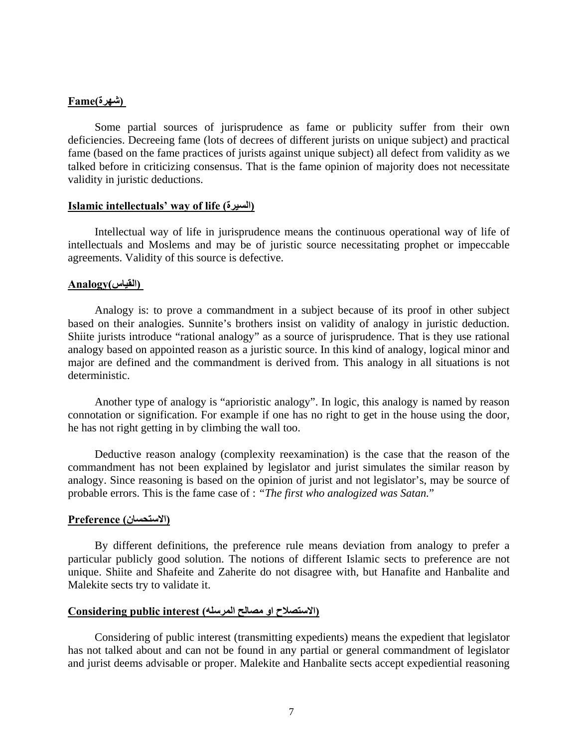**Fame(شهرة)**

Some partial sources of jurisprudence as fame or publicity suffer from their own deficiencies. Decreeing fame (lots of decrees of different jurists on unique subject) and practical fame (based on the fame practices of jurists against unique subject) all defect from validity as we talked before in criticizing consensus. That is the fame opinion of majority does not necessitate validity in juristic deductions.

**Islamic intellectuals' way of life (السيرة)**

Intellectual way of life in jurisprudence means the continuous operational way of life of intellectuals and Moslems and may be of juristic source necessitating prophet or impeccable agreements. Validity of this source is defective.

**Analogy(القياس)**

Analogy is: to prove a commandment in a subject because of its proof in other subject based on their analogies. Sunnite's brothers insist on validity of analogy in juristic deduction. Shiite jurists introduce "rational analogy" as a source of jurisprudence. That is they use rational analogy based on appointed reason as a juristic source. In this kind of analogy, logical minor and major are defined and the commandment is derived from. This analogy in all situations is not deterministic.

Another type of analogy is "aprioristic analogy". In logic, this analogy is named by reason connotation or signification. For example if one has no right to get in the house using the door, he has not right getting in by climbing the wall too.

Deductive reason analogy (complexity reexamination) is the case that the reason of the commandment has not been explained by legislator and jurist simulates the similar reason by analogy. Since reasoning is based on the opinion of jurist and not legislator's, may be source of probable errors. This is the fame case of : *"The first who analogized was Satan.*"

**Preference (الاستحسان)**

By different definitions, the preference rule means deviation from analogy to prefer a particular publicly good solution. The notions of different Islamic sects to preference are not unique. Shiite and Shafeite and Zaherite do not disagree with, but Hanafite and Hanbalite and Malekite sects try to validate it.

**Considering public interest (الاستصلاح او مصالح المرسله)**

Considering of public interest (transmitting expedients) means the expedient that legislator has not talked about and can not be found in any partial or general commandment of legislator and jurist deems advisable or proper. Malekite and Hanbalite sects accept expediential reasoning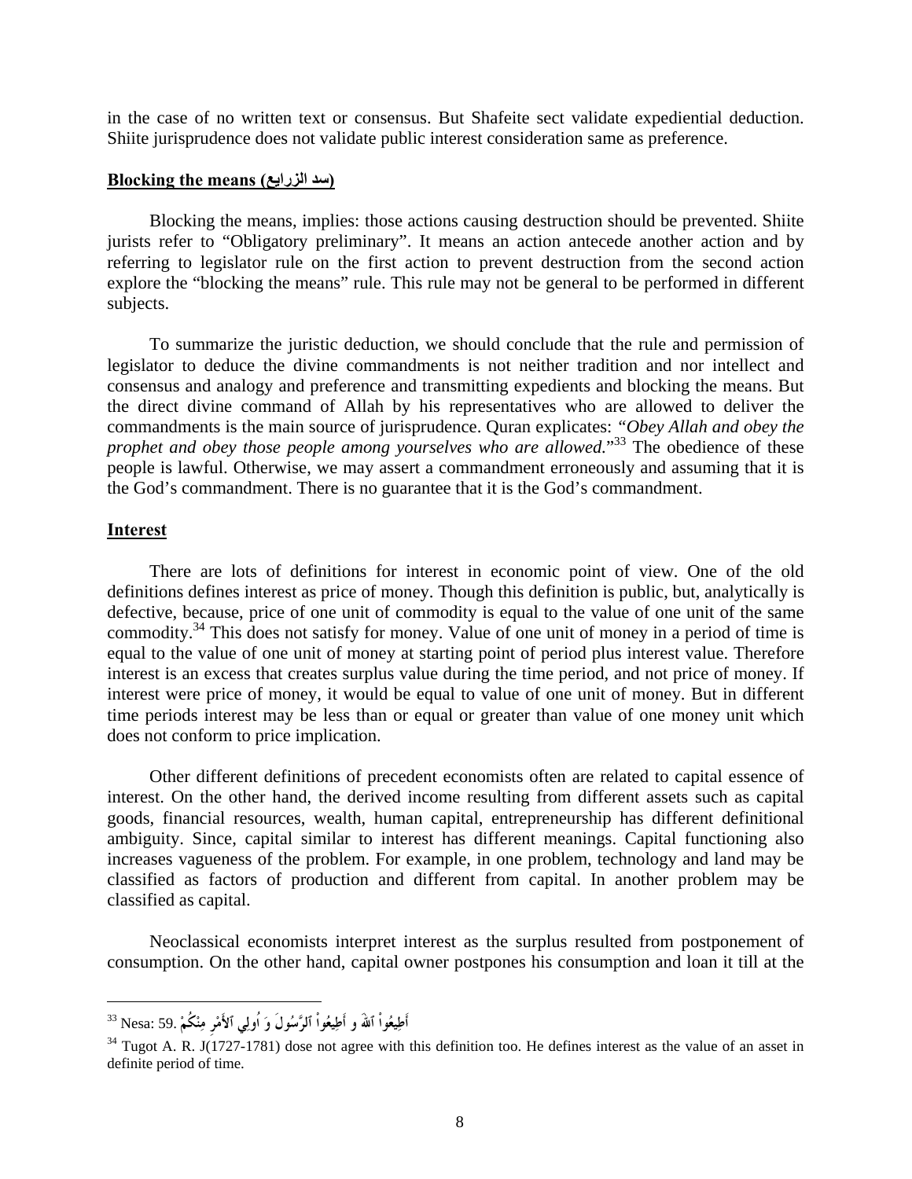in the case of no written text or consensus. But Shafeite sect validate expediential deduction. Shiite jurisprudence does not validate public interest consideration same as preference.

**Blocking the means (سد الزرايع)**

Blocking the means, implies: those actions causing destruction should be prevented. Shiite jurists refer to "Obligatory preliminary". It means an action antecede another action and by referring to legislator rule on the first action to prevent destruction from the second action explore the "blocking the means" rule. This rule may not be general to be performed in different subjects.

To summarize the juristic deduction, we should conclude that the rule and permission of legislator to deduce the divine commandments is not neither tradition and nor intellect and consensus and analogy and preference and transmitting expedients and blocking the means. But the direct divine command of Allah by his representatives who are allowed to deliver the commandments is the main source of jurisprudence. Quran explicates: "*Obey Allah and obey the prophet and obey those people among yourselves who are allowed.*"[33] The obedience of these people is lawful. Otherwise, we may assert a commandment erroneously and assuming that it is the God's commandment. There is no guarantee that it is the God's commandment.

**Interest**

There are lots of definitions for interest in economic point of view. One of the old definitions defines interest as price of money. Though this definition is public, but, analytically is defective, because, price of one unit of commodity is equal to the value of one unit of the same commodity.[34] This does not satisfy for money. Value of one unit of money in a period of time is equal to the value of one unit of money at starting point of period plus interest value. Therefore interest is an excess that creates surplus value during the time period, and not price of money. If interest were price of money, it would be equal to value of one unit of money. But in different time periods interest may be less than or equal or greater than value of one money unit which does not conform to price implication.

Other different definitions of precedent economists often are related to capital essence of interest. On the other hand, the derived income resulting from different assets such as capital goods, financial resources, wealth, human capital, entrepreneurship has different definitional ambiguity. Since, capital similar to interest has different meanings. Capital functioning also increases vagueness of the problem. For example, in one problem, technology and land may be classified as factors of production and different from capital. In another problem may be classified as capital.

Neoclassical economists interpret interest as the surplus resulted from postponement of consumption. On the other hand, capital owner postpones his consumption and loan it till at the

---

[33] Nesa: 59. أَطِيعُواْ ٱللَّهَ و أَطِيعُواْ ٱلرَّسُولَ وَ أُولِي ٱلأَمْرِ مِنْكُمْ

[34] Tugot A. R. J(1727-1781) dose not agree with this definition too. He defines interest as the value of an asset in definite period of time.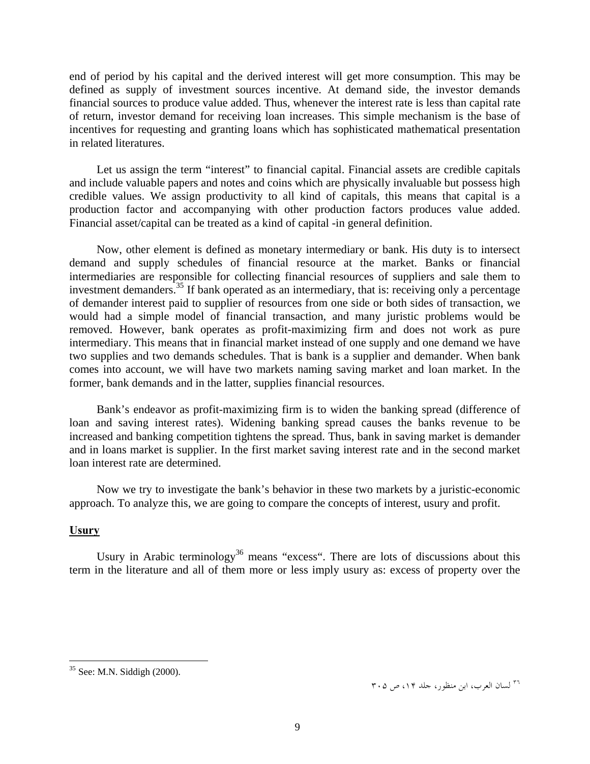end of period by his capital and the derived interest will get more consumption. This may be defined as supply of investment sources incentive. At demand side, the investor demands financial sources to produce value added. Thus, whenever the interest rate is less than capital rate of return, investor demand for receiving loan increases. This simple mechanism is the base of incentives for requesting and granting loans which has sophisticated mathematical presentation in related literatures.

Let us assign the term "interest" to financial capital. Financial assets are credible capitals and include valuable papers and notes and coins which are physically invaluable but possess high credible values. We assign productivity to all kind of capitals, this means that capital is a production factor and accompanying with other production factors produces value added. Financial asset/capital can be treated as a kind of capital -in general definition.

Now, other element is defined as monetary intermediary or bank. His duty is to intersect demand and supply schedules of financial resource at the market. Banks or financial intermediaries are responsible for collecting financial resources of suppliers and sale them to investment demanders.[35] If bank operated as an intermediary, that is: receiving only a percentage of demander interest paid to supplier of resources from one side or both sides of transaction, we would had a simple model of financial transaction, and many juristic problems would be removed. However, bank operates as profit-maximizing firm and does not work as pure intermediary. This means that in financial market instead of one supply and one demand we have two supplies and two demands schedules. That is bank is a supplier and demander. When bank comes into account, we will have two markets naming saving market and loan market. In the former, bank demands and in the latter, supplies financial resources.

Bank's endeavor as profit-maximizing firm is to widen the banking spread (difference of loan and saving interest rates). Widening banking spread causes the banks revenue to be increased and banking competition tightens the spread. Thus, bank in saving market is demander and in loans market is supplier. In the first market saving interest rate and in the second market loan interest rate are determined.

Now we try to investigate the bank's behavior in these two markets by a juristic-economic approach. To analyze this, we are going to compare the concepts of interest, usury and profit.

## Usury

Usury in Arabic terminology[36] means "excess". There are lots of discussions about this term in the literature and all of them more or less imply usury as: excess of property over the

---

[35] See: M.N. Siddigh (2000).

[36] لسان العرب، ابن منظور، جلد ۱۴، ص ۳۰۵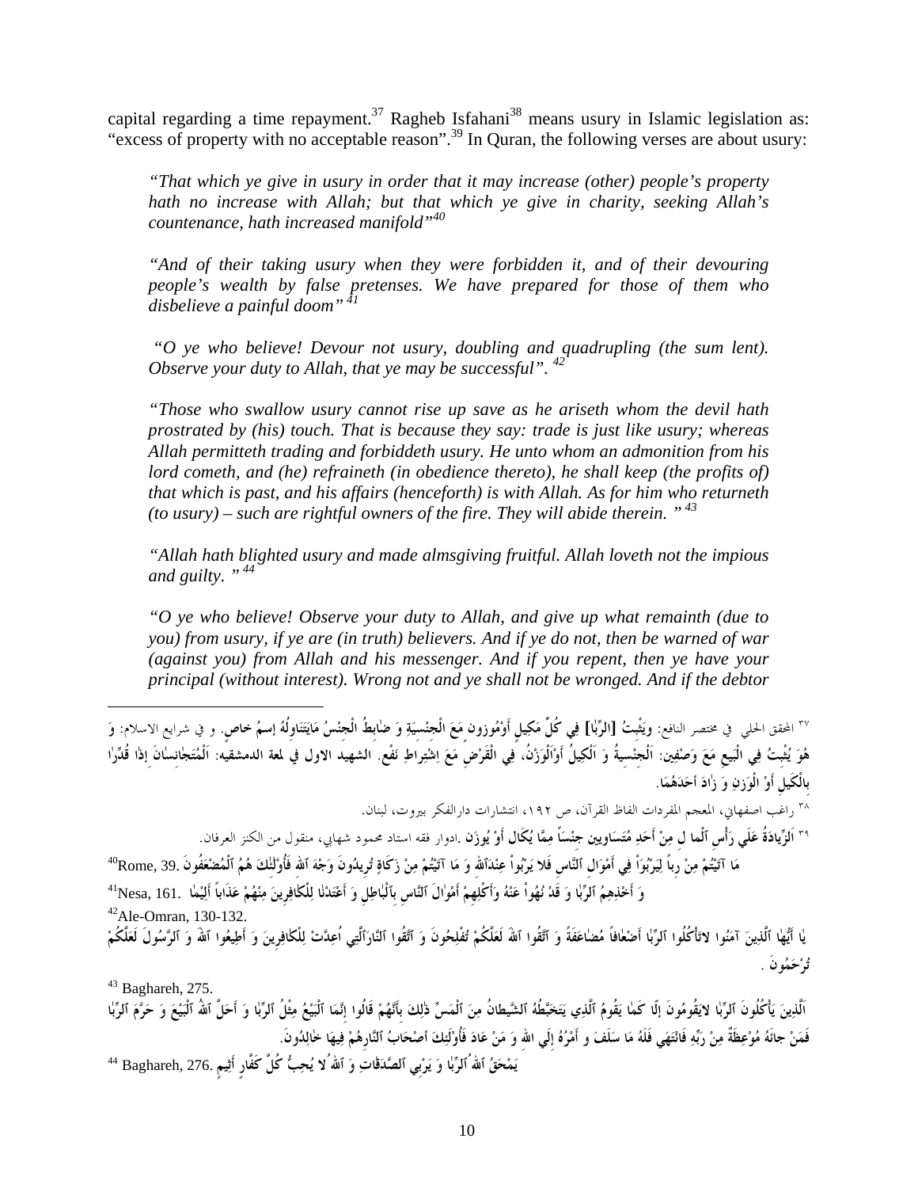capital regarding a time repayment.[37] Ragheb Isfahani[38] means usury in Islamic legislation as: "excess of property with no acceptable reason".[39] In Quran, the following verses are about usury:

*"That which ye give in usury in order that it may increase (other) people's property hath no increase with Allah; but that which ye give in charity, seeking Allah's countenance, hath increased manifold"[40]*

*"And of their taking usury when they were forbidden it, and of their devouring people's wealth by false pretenses. We have prepared for those of them who disbelieve a painful doom"[41]*

*"O ye who believe! Devour not usury, doubling and quadrupling (the sum lent). Observe your duty to Allah, that ye may be successful".[42]*

*"Those who swallow usury cannot rise up save as he ariseth whom the devil hath prostrated by (his) touch. That is because they say: trade is just like usury; whereas Allah permitteth trading and forbiddeth usury. He unto whom an admonition from his lord cometh, and (he) refraineth (in obedience thereto), he shall keep (the profits of) that which is past, and his affairs (henceforth) is with Allah. As for him who returneth (to usury) – such are rightful owners of the fire. They will abide therein. "[43]*

*"Allah hath blighted usury and made almsgiving fruitful. Allah loveth not the impious and guilty. "[44]*

*"O ye who believe! Observe your duty to Allah, and give up what remainth (due to you) from usury, if ye are (in truth) believers. And if ye do not, then be warned of war (against you) from Allah and his messenger. And if you repent, then ye have your principal (without interest). Wrong not and ye shall not be wronged. And if the debtor*

---

[37] المحقق الحلي في مختصر النافع: وَيَثْبُتُ [الرِّبَا] فِي كُلِّ مَكِيلٍ أَوْمُوزونٍ مَعَ الْجِنْسِيَةِ وَ ضابِطُ الْجِنْسُ مَايَتَنَاوِلُهُ إسمٌ خاص. و في شرايع الاسلام: وَ هُوَ يُثْبِتُ فِي الْبَيعِ مَعَ وَصْفَيْنِ: اَلْجِنْسِيةُ وَ اَلْكِيلُ أَوَاْلوَزْنُ. فِي الْقَرْضِ مَعَ اِشْتِراطِ نَفْع. الشهيد الاول في لمعة الدمشقيه: اَلْمُتَجانِساٰنَ إذٰا قُدِّرٰا بِالْكَيلِ أَوْ الْوَزنِ وَ زٰادَ أَحَدَهُمَا.

[38] راغب اصفهاني، المعجم المفردات الفاظ القرآن، ص ١٩٢، انتشارات دارالفكر بيروت، لبنان.

[39] اَلزِّيادَةُ عَلَي رَأْسِ اَلْما لِ مِنْ أَحَدِ مُتَسَاويينِ جِنْساً مِمَّا يُكَال أَوْ يُوزَن .ادوار فقه استاد محمود شهابي، منقول من الكنز العرفان.

[40] Rome, 39. مَا آتَيْتُمْ مِنْ رِباً لِيَرْبُوَاْ فِي أَمْوَالِ اَلنَّاسِ فَلا يَرْبُواْ عِنْدَاَللّهِ وَ مَا آتَيْتُمْ مِنْ زَكَاةٍ تُرِيدُونَ وَجْهَ اَللّهِ فَأُوْلٰئِكَ هُمُ اَلْمُضْعَفُونَ

[41] Nesa, 161. وَ أَخْذِهِمُ اَلرِّبَا وَ قَدْ نُهُواْ عَنْهُ وَأَكْلِهِمْ أَمْوٰالَ اَلنَّاسِ بِاَلْبٰاطِلِ وَ أَعْتَدْنٰا لِلْكَافِرِينَ مِنْهُمْ عَذَاباً أَلِيْما

[42] Ale-Omran, 130-132. يٰا أَيُّهٰا اَلَّذِينَ آمَنُوا لاتَأْكُلُوا اَلرِّبٰا أَضْعٰافاً مُضٰاعَفَةً وَ اَتَّقُوا اَللّهَ لَعَلَّكُمْ تُفْلِحُونَ وَ اَتَّقُوا اَلنّٰارَاَلَّتِي اُعِدَّتْ لِلْكَافِرِينَ وَ أَطِيعُوا اَللّهَ وَ اَلرَّسُولَ لَعَلَّكُمْ تُرْحَمُونَ .

[43] Baghareh, 275. اَلَّذِينَ يَأْكُلُونَ اَلرِّبٰا لايَقُومُونَ إِلّا كَمٰا يَقُومُ اَلَّذِي يَتَخَبَّطُهُ اَلشَّيطانُ مِنَ اَلْمَسِّ ذٰلِكَ بِأَنَّهُمْ قَالُوا إِنَّمَا اَلْبَيْعُ مِثْلُ اَلرِّبٰا وَ أَحَلَّ اَللّهُ اَلْبَيْعَ وَ حَرَّمَ اَلرِّبٰا فَمَنْ جاءَهُ مُوْعِظَةٌ مِنْ رَبِّهِ فَانْتَهَي فَلَهُ مَا سَلَفَ و أَمْرُهُ إِلَي اللهِ وَ مَنْ عادَ فَأُوْلَئِكَ أصْحَابُ اَلنَّارِهُمْ فِيهَا خٰالِدُونَ.

[44] Baghareh, 276. يَمْحَقُ اَللّهُ اَلرِّبٰا وَ يَرْبِي اَلصَّدَقٰاتِ وَ اَللّهُ لا يُحِبُّ كُلَّ كَفَّارٍ أَثِيمٍ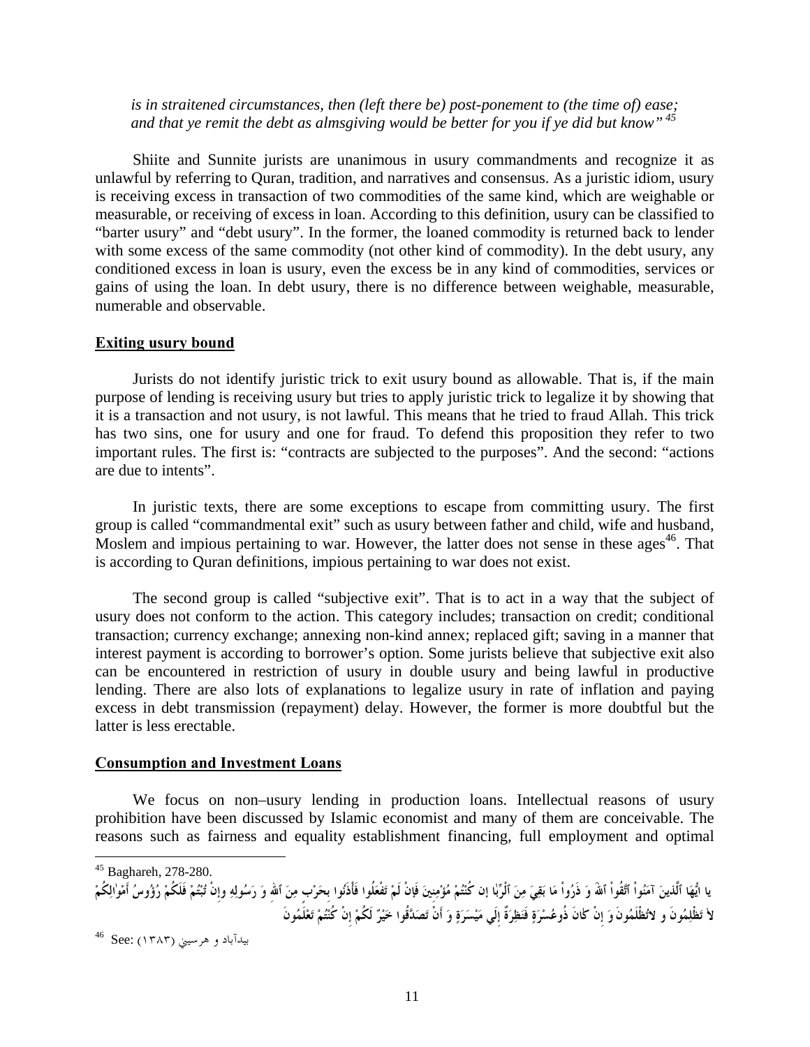*is in straitened circumstances, then (left there be) post-ponement to (the time of) ease; and that ye remit the debt as almsgiving would be better for you if ye did but know”* [45]

Shiite and Sunnite jurists are unanimous in usury commandments and recognize it as unlawful by referring to Quran, tradition, and narratives and consensus. As a juristic idiom, usury is receiving excess in transaction of two commodities of the same kind, which are weighable or measurable, or receiving of excess in loan. According to this definition, usury can be classified to “barter usury” and “debt usury”. In the former, the loaned commodity is returned back to lender with some excess of the same commodity (not other kind of commodity). In the debt usury, any conditioned excess in loan is usury, even the excess be in any kind of commodities, services or gains of using the loan. In debt usury, there is no difference between weighable, measurable, numerable and observable.

**Exiting usury bound**

Jurists do not identify juristic trick to exit usury bound as allowable. That is, if the main purpose of lending is receiving usury but tries to apply juristic trick to legalize it by showing that it is a transaction and not usury, is not lawful. This means that he tried to fraud Allah. This trick has two sins, one for usury and one for fraud. To defend this proposition they refer to two important rules. The first is: “contracts are subjected to the purposes”. And the second: “actions are due to intents”.

In juristic texts, there are some exceptions to escape from committing usury. The first group is called “commandmental exit” such as usury between father and child, wife and husband, Moslem and impious pertaining to war. However, the latter does not sense in these ages[46]. That is according to Quran definitions, impious pertaining to war does not exist.

The second group is called “subjective exit”. That is to act in a way that the subject of usury does not conform to the action. This category includes; transaction on credit; conditional transaction; currency exchange; annexing non-kind annex; replaced gift; saving in a manner that interest payment is according to borrower’s option. Some jurists believe that subjective exit also can be encountered in restriction of usury in double usury and being lawful in productive lending. There are also lots of explanations to legalize usury in rate of inflation and paying excess in debt transmission (repayment) delay. However, the former is more doubtful but the latter is less erectable.

**Consumption and Investment Loans**

We focus on non–usury lending in production loans. Intellectual reasons of usury prohibition have been discussed by Islamic economist and many of them are conceivable. The reasons such as fairness and equality establishment financing, full employment and optimal

---

[45] Baghareh, 278-280.
يا ايُّهَا اَلَّذينَ آمَنُواْ اَتَّقُواْ اَللهَ وَ ذَرُواْ مَا بَقِيَ مِنَ اَلْرِّبَا إن كُنتُمْ مُؤْمِنِينَ فَإِنْ لَمْ تفْعَلُوا فَأْذَنُوا بِحَرْبٍ مِنَ اَللهِ وَ رَسُولِهِ وإنْ تُبْتُمْ فَلَكُمْ رُؤُوسُ أَمْوَالِكُمْ لاَ تَظْلِمُونَ و لاتُظْلَمُونَ وَ إنْ كَانَ ذُوعُسْرَةٍ فَنَظِرَةٌ إِلَي مَيْسَرَةٍ وَ أَنْ تَصَدَّقُوا خَيْرٌ لَكُمْ إنْ كُنتُمْ تَعْلَمُونَ

[46] See: بيدآباد و هرسيني (١٣٨٣)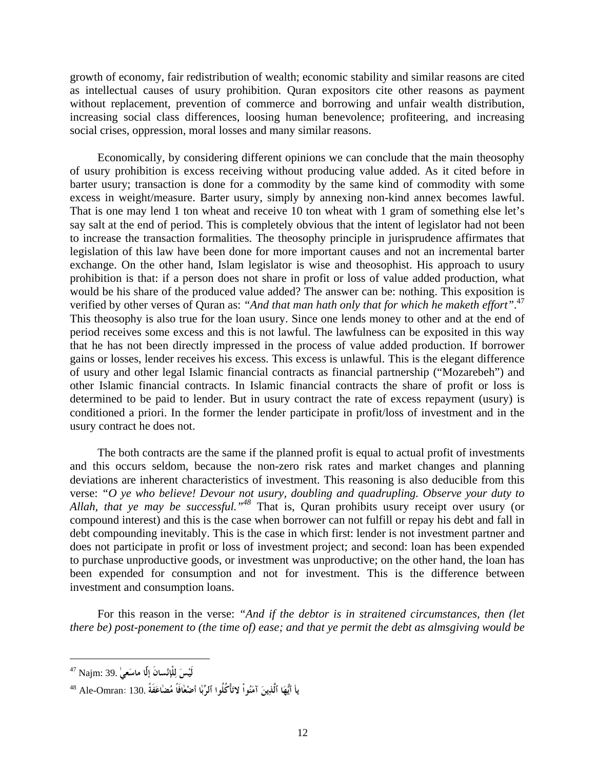growth of economy, fair redistribution of wealth; economic stability and similar reasons are cited as intellectual causes of usury prohibition. Quran expositors cite other reasons as payment without replacement, prevention of commerce and borrowing and unfair wealth distribution, increasing social class differences, loosing human benevolence; profiteering, and increasing social crises, oppression, moral losses and many similar reasons.

Economically, by considering different opinions we can conclude that the main theosophy of usury prohibition is excess receiving without producing value added. As it cited before in barter usury; transaction is done for a commodity by the same kind of commodity with some excess in weight/measure. Barter usury, simply by annexing non-kind annex becomes lawful. That is one may lend 1 ton wheat and receive 10 ton wheat with 1 gram of something else let's say salt at the end of period. This is completely obvious that the intent of legislator had not been to increase the transaction formalities. The theosophy principle in jurisprudence affirmates that legislation of this law have been done for more important causes and not an incremental barter exchange. On the other hand, Islam legislator is wise and theosophist. His approach to usury prohibition is that: if a person does not share in profit or loss of value added production, what would be his share of the produced value added? The answer can be: nothing. This exposition is verified by other verses of Quran as: *"And that man hath only that for which he maketh effort"*.[47] This theosophy is also true for the loan usury. Since one lends money to other and at the end of period receives some excess and this is not lawful. The lawfulness can be exposited in this way that he has not been directly impressed in the process of value added production. If borrower gains or losses, lender receives his excess. This excess is unlawful. This is the elegant difference of usury and other legal Islamic financial contracts as financial partnership ("Mozarebeh") and other Islamic financial contracts. In Islamic financial contracts the share of profit or loss is determined to be paid to lender. But in usury contract the rate of excess repayment (usury) is conditioned a priori. In the former the lender participate in profit/loss of investment and in the usury contract he does not.

The both contracts are the same if the planned profit is equal to actual profit of investments and this occurs seldom, because the non-zero risk rates and market changes and planning deviations are inherent characteristics of investment. This reasoning is also deducible from this verse: *"O ye who believe! Devour not usury, doubling and quadrupling. Observe your duty to Allah, that ye may be successful."*[48] That is, Quran prohibits usury receipt over usury (or compound interest) and this is the case when borrower can not fulfill or repay his debt and fall in debt compounding inevitably. This is the case in which first: lender is not investment partner and does not participate in profit or loss of investment project; and second: loan has been expended to purchase unproductive goods, or investment was unproductive; on the other hand, the loan has been expended for consumption and not for investment. This is the difference between investment and consumption loans.

For this reason in the verse: *"And if the debtor is in straitened circumstances, then (let there be) post-ponement to (the time of) ease; and that ye permit the debt as almsgiving would be*

---

[47] Najm: 39. لَيْسَ لِلْإِنْسانَ إِلَّا ماسَعيٰ

[48] Ale-Omran: 130. يا أَيُّهَا ٱلَّذِينَ آمَنُواْ لاتَأْكُلُوا ٱلرِّبٰا أَضْعٰافاً مُضٰاعَفَةً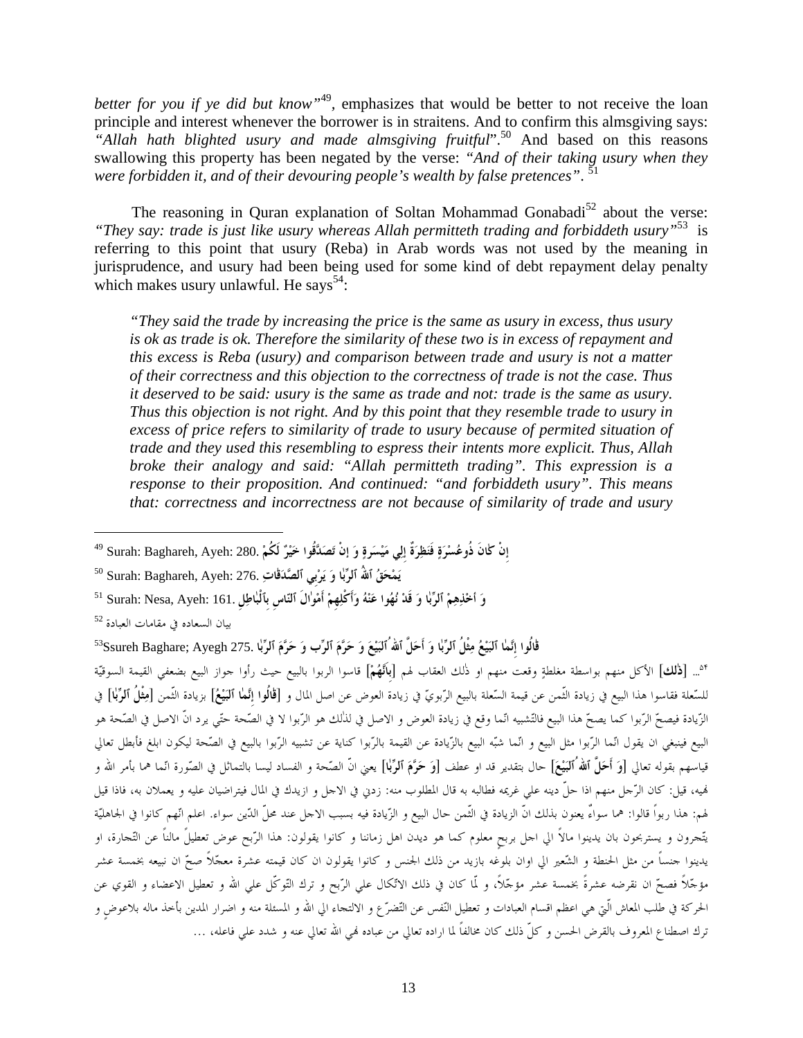*better for you if ye did but know"*[49], emphasizes that would be better to not receive the loan principle and interest whenever the borrower is in straitens. And to confirm this almsgiving says: *"Allah hath blighted usury and made almsgiving fruitful"*.[50] And based on this reasons swallowing this property has been negated by the verse: *"And of their taking usury when they were forbidden it, and of their devouring people's wealth by false pretences"*. [51]

The reasoning in Quran explanation of Soltan Mohammad Gonabadi[52] about the verse: *"They say: trade is just like usury whereas Allah permitteth trading and forbiddeth usury"*[53] is referring to this point that usury (Reba) in Arab words was not used by the meaning in jurisprudence, and usury had been being used for some kind of debt repayment delay penalty which makes usury unlawful. He says[54]:

> *"They said the trade by increasing the price is the same as usury in excess, thus usury is ok as trade is ok. Therefore the similarity of these two is in excess of repayment and this excess is Reba (usury) and comparison between trade and usury is not a matter of their correctness and this objection to the correctness of trade is not the case. Thus it deserved to be said: usury is the same as trade and not: trade is the same as usury. Thus this objection is not right. And by this point that they resemble trade to usury in excess of price refers to similarity of trade to usury because of permited situation of trade and they used this resembling to espress their intents more explicit. Thus, Allah broke their analogy and said: "Allah permitteth trading". This expression is a response to their proposition. And continued: "and forbiddeth usury". This means that: correctness and incorrectness are not because of similarity of trade and usury*

---

[49] Surah: Baghareh, Ayeh: 280. إِنْ كَانَ ذُوعُسْرَةٍ فَنَظِرَةٌ إِلي مَيْسَرةٍ وَ إِنْ تَصَدَّقُوا خَيْرٌ لَكُمْ

[50] Surah: Baghareh, Ayeh: 276. يَمْحَقُ ٱللهُ ٱلرِّبا وَ يَرْبِي ٱلصَّدَقاتِ

[51] Surah: Nesa, Ayeh: 161. وَ أَخْذِهِمْ ٱلرِّبا وَ قَدْ نُهُوا عَنْهُ وَأَكْلِهِمْ أَمْوالَ ٱلنَاسِ بِٱلْباطِلِ

[52] بيان السعاده في مقامات العبادة

[53] Ssureh Baghare; Ayegh 275. قالُوا إِنَّما ٱلبَيْعُ مِثْلُ ٱلرِّبا وَ أَحَلَّ ٱللهُ ٱلبَيْعَ وَ حَرَّمَ ٱلرِّب وَ حَرَّمَ ٱلرِّبا

[54] ... [ذلك] الأكل منهم بواسطة مغلطةٍ وقعت منهم او ذلك العقاب لهم [بِأَنَّهُمْ] قاسوا الربوا بالبيع حيث رأوا جواز البيع بضعفي القيمة السوقيّة للسّعلة فقاسوا هذا البيع في زيادة الثّمن عن قيمة السّعلة بالبيع الرّبويّ في زيادة العوض عن اصل المال و [قالُوا إِنَّما ٱلبَيْعُ] بزيادة الثّمن [مِثْلُ ٱلرِّبا] في الزّيادة فيصحّ الرّبوا كما يصحّ هذا البيع فالتّشبيه انّما وقع في زيادة العوض و الاصل في لذلك هو الرّبوا لا في الصّحة حتّي يرد انّ الاصل في الصّحة هو البيع فينبغي ان يقول انّما الرّبوا مثل البيع و انّما شبّه البيع بالزّيادة عن القيمة بالرّبوا كناية عن تشبيه الرّبوا بالبيع في الصّحة ليكون ابلغ فأبطل تعالي قياسهم بقوله تعالي [وَ أَحَلَّ ٱللهُ ٱلبَيْعَ] حال بتقدير قد او عطف [وَ حَرَّمَ ٱلرِّبا] يعني انّ الصّحة و الفساد ليسا بالتماثل في الصّورة انّما هما بأمر الله و نهيه، قيل: كان الرّجل منهم اذا حلّ دينه علي غريمه فطالبه به قال المطلوب منه: زدني في الاجل و ازيدك في المال فيتراضيان عليه و يعملان به، فاذا قيل لهم: هذا ربواً قالوا: هما سواءٌ يعنون بذلك انّ الزيادة في الثّمن حال البيع و الزّيادة فيه بسبب الاجل عند محلّ الدّين سواء. اعلم انّهم كانوا في الجاهليّة يتّجرون و يسترنجون بان يدينوا مالاً الي اجل بربحٍ معلوم كما هو ديدن اهل زماننا و كانوا يقولون: هذا الرّبح عوض تعطيلٍ مالناً عن التّجارة، او يدينوا جنساً من مثل الحنطة و الشّعير الي اوان بلوغه بازيد من ذلك الجنس و كانوا يقولون ان كان قيمته عشرة معجّلاً صحّ ان نبيعه بخمسة عشر مؤجّلاً فصحّ ان نقرضه عشرةً بخمسة عشر مؤجّلاً، و لّما كان في ذلك الاتّكال علي الرّبح و ترك التّوكّل علي الله و تعطيل الاعضاء و القوي عن الحركة في طلب المعاش الّتي هي اعظم اقسام العبادات و تعطيل النّفس عن التّضرّع و الالتجاء الي الله و المسئلة منه و اضرار المدين بأخذ ماله بلاعوضٍ و ترك اصطناع المعروف بالقرض الحسن و كلّ ذلك كان مخالفاً لما اراده تعالي من عباده نهي الله تعالي عنه و شدد علي فاعله، ...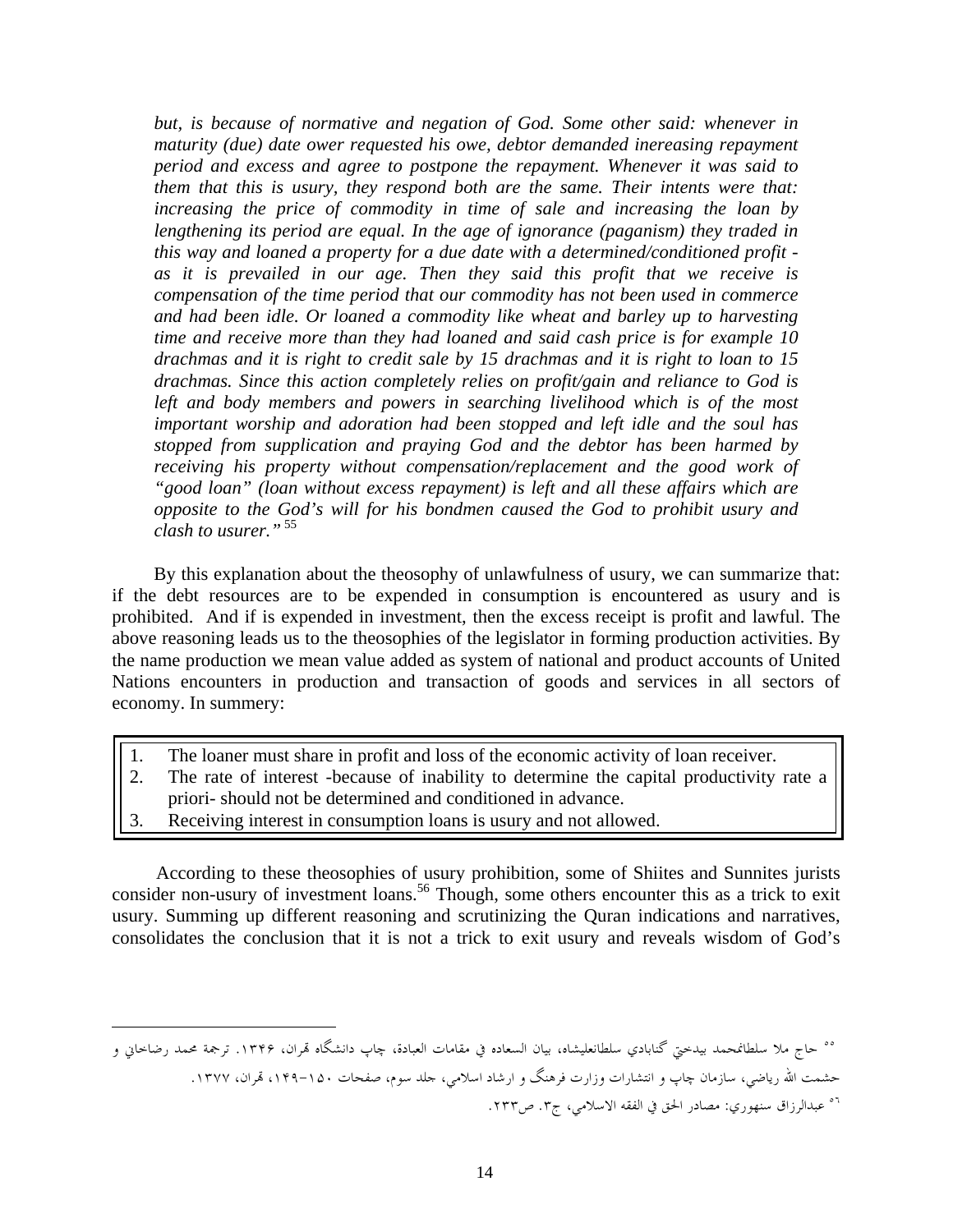*but, is because of normative and negation of God. Some other said: whenever in maturity (due) date ower requested his owe, debtor demanded inereasing repayment period and excess and agree to postpone the repayment. Whenever it was said to them that this is usury, they respond both are the same. Their intents were that: increasing the price of commodity in time of sale and increasing the loan by lengthening its period are equal. In the age of ignorance (paganism) they traded in this way and loaned a property for a due date with a determined/conditioned profit - as it is prevailed in our age. Then they said this profit that we receive is compensation of the time period that our commodity has not been used in commerce and had been idle. Or loaned a commodity like wheat and barley up to harvesting time and receive more than they had loaned and said cash price is for example 10 drachmas and it is right to credit sale by 15 drachmas and it is right to loan to 15 drachmas. Since this action completely relies on profit/gain and reliance to God is left and body members and powers in searching livelihood which is of the most important worship and adoration had been stopped and left idle and the soul has stopped from supplication and praying God and the debtor has been harmed by receiving his property without compensation/replacement and the good work of "good loan" (loan without excess repayment) is left and all these affairs which are opposite to the God's will for his bondmen caused the God to prohibit usury and clash to usurer."* [55]

By this explanation about the theosophy of unlawfulness of usury, we can summarize that: if the debt resources are to be expended in consumption is encountered as usury and is prohibited. And if is expended in investment, then the excess receipt is profit and lawful. The above reasoning leads us to the theosophies of the legislator in forming production activities. By the name production we mean value added as system of national and product accounts of United Nations encounters in production and transaction of goods and services in all sectors of economy. In summery:

1. The loaner must share in profit and loss of the economic activity of loan receiver.
2. The rate of interest -because of inability to determine the capital productivity rate a priori- should not be determined and conditioned in advance.
3. Receiving interest in consumption loans is usury and not allowed.

According to these theosophies of usury prohibition, some of Shiites and Sunnites jurists consider non-usury of investment loans.[56] Though, some others encounter this as a trick to exit usury. Summing up different reasoning and scrutinizing the Quran indications and narratives, consolidates the conclusion that it is not a trick to exit usury and reveals wisdom of God's

---

[55] حاج ملا سلطانمحمد بیدختی گنابادی سلطانعلیشاه، بیان السعاده في مقامات العبادة، چاپ دانشگاه تهران، ۱۳۴۶. ترجمة محمد رضاخاني و حشمت الله رياضي، سازمان چاپ و انتشارات وزارت فرهنگ و ارشاد اسلامي، جلد سوم، صفحات ۱۵۰-۱۴۹، تهران، ۱۳۷۷.

[56] عبدالرزاق سنهوري: مصادر الحق في الفقه الاسلامي، ج۳. ص۲۳۳.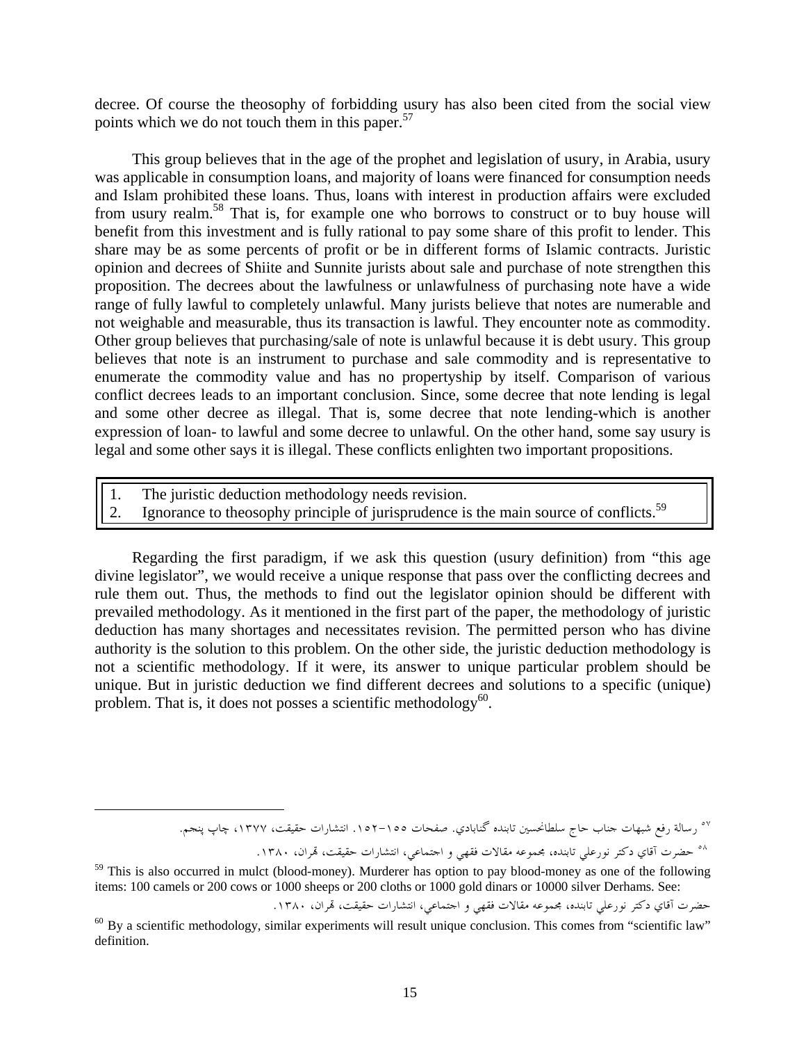decree. Of course the theosophy of forbidding usury has also been cited from the social view points which we do not touch them in this paper.[57]

This group believes that in the age of the prophet and legislation of usury, in Arabia, usury was applicable in consumption loans, and majority of loans were financed for consumption needs and Islam prohibited these loans. Thus, loans with interest in production affairs were excluded from usury realm.[58] That is, for example one who borrows to construct or to buy house will benefit from this investment and is fully rational to pay some share of this profit to lender. This share may be as some percents of profit or be in different forms of Islamic contracts. Juristic opinion and decrees of Shiite and Sunnite jurists about sale and purchase of note strengthen this proposition. The decrees about the lawfulness or unlawfulness of purchasing note have a wide range of fully lawful to completely unlawful. Many jurists believe that notes are numerable and not weighable and measurable, thus its transaction is lawful. They encounter note as commodity. Other group believes that purchasing/sale of note is unlawful because it is debt usury. This group believes that note is an instrument to purchase and sale commodity and is representative to enumerate the commodity value and has no propertyship by itself. Comparison of various conflict decrees leads to an important conclusion. Since, some decree that note lending is legal and some other decree as illegal. That is, some decree that note lending-which is another expression of loan- to lawful and some decree to unlawful. On the other hand, some say usury is legal and some other says it is illegal. These conflicts enlighten two important propositions.

1. The juristic deduction methodology needs revision.
2. Ignorance to theosophy principle of jurisprudence is the main source of conflicts.[59]

Regarding the first paradigm, if we ask this question (usury definition) from "this age divine legislator", we would receive a unique response that pass over the conflicting decrees and rule them out. Thus, the methods to find out the legislator opinion should be different with prevailed methodology. As it mentioned in the first part of the paper, the methodology of juristic deduction has many shortages and necessitates revision. The permitted person who has divine authority is the solution to this problem. On the other side, the juristic deduction methodology is not a scientific methodology. If it were, its answer to unique particular problem should be unique. But in juristic deduction we find different decrees and solutions to a specific (unique) problem. That is, it does not posses a scientific methodology[60].

---

[57] رسالة رفع شبهات جناب حاج سلطانحسين تابنده گنابادي. صفحات ۱۵۵-۱۵۲. انتشارات حقيقت، ۱۳۷۷، چاپ پنجم.

[58] حضرت آقاي دكتر نورعلي تابنده، مجموعه مقالات فقهي و اجتماعي، انتشارات حقيقت، تهران، ۱۳۸۰.

[59] This is also occurred in mulct (blood-money). Murderer has option to pay blood-money as one of the following items: 100 camels or 200 cows or 1000 sheeps or 200 cloths or 1000 gold dinars or 10000 silver Derhams. See:
حضرت آقاي دكتر نورعلي تابنده، مجموعه مقالات فقهي و اجتماعي، انتشارات حقيقت، تهران، ۱۳۸۰.

[60] By a scientific methodology, similar experiments will result unique conclusion. This comes from "scientific law" definition.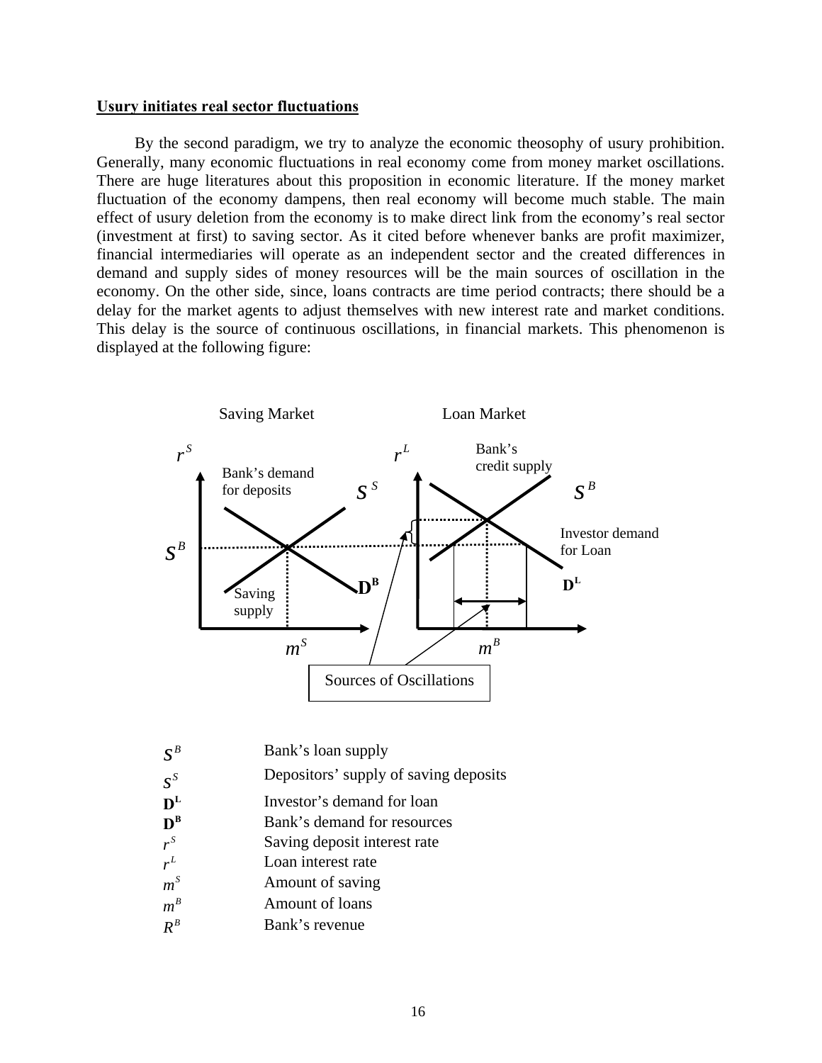**Usury initiates real sector fluctuations**

By the second paradigm, we try to analyze the economic theosophy of usury prohibition. Generally, many economic fluctuations in real economy come from money market oscillations. There are huge literatures about this proposition in economic literature. If the money market fluctuation of the economy dampens, then real economy will become much stable. The main effect of usury deletion from the economy is to make direct link from the economy's real sector (investment at first) to saving sector. As it cited before whenever banks are profit maximizer, financial intermediaries will operate as an independent sector and the created differences in demand and supply sides of money resources will be the main sources of oscillation in the economy. On the other side, since, loans contracts are time period contracts; there should be a delay for the market agents to adjust themselves with new interest rate and market conditions. This delay is the source of continuous oscillations, in financial markets. This phenomenon is displayed at the following figure:

Saving Market — Loan Market

$r^S$ — Bank's demand for deposits — $S^S$ — $S^B$ — Saving supply — $\mathbf{D^B}$ — $m^S$

$r^L$ — Bank's credit supply — $S^B$ — Investor demand for Loan — $\mathbf{D^L}$ — $m^B$

Sources of Oscillations

| | |
|---|---|
| $S^B$ | Bank's loan supply |
| $S^S$ | Depositors' supply of saving deposits |
| $\mathbf{D^L}$ | Investor's demand for loan |
| $\mathbf{D^B}$ | Bank's demand for resources |
| $r^S$ | Saving deposit interest rate |
| $r^L$ | Loan interest rate |
| $m^S$ | Amount of saving |
| $m^B$ | Amount of loans |
| $R^B$ | Bank's revenue |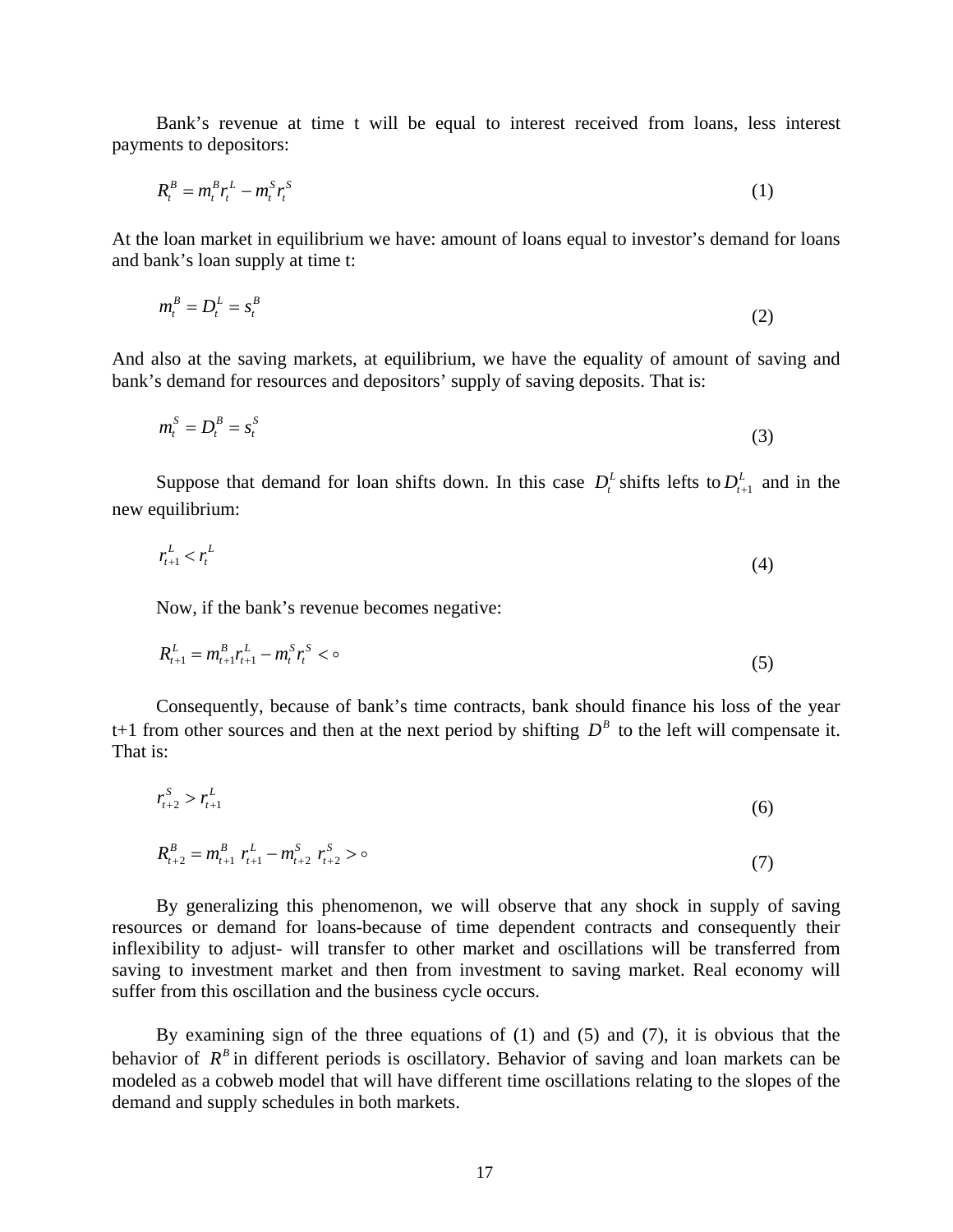Bank's revenue at time t will be equal to interest received from loans, less interest payments to depositors:

$$R_t^B = m_t^B r_t^L - m_t^S r_t^S \tag{1}$$

At the loan market in equilibrium we have: amount of loans equal to investor's demand for loans and bank's loan supply at time t:

$$m_t^B = D_t^L = s_t^B \tag{2}$$

And also at the saving markets, at equilibrium, we have the equality of amount of saving and bank's demand for resources and depositors' supply of saving deposits. That is:

$$m_t^S = D_t^B = s_t^S \tag{3}$$

Suppose that demand for loan shifts down. In this case $D_t^L$ shifts lefts to $D_{t+1}^L$ and in the new equilibrium:

$$r_{t+1}^L < r_t^L \tag{4}$$

Now, if the bank's revenue becomes negative:

$$R_{t+1}^L = m_{t+1}^B r_{t+1}^L - m_t^S r_t^S < \circ \tag{5}$$

Consequently, because of bank's time contracts, bank should finance his loss of the year t+1 from other sources and then at the next period by shifting $D^B$ to the left will compensate it. That is:

$$r_{t+2}^S > r_{t+1}^L \tag{6}$$

$$R_{t+2}^B = m_{t+1}^B \ r_{t+1}^L - m_{t+2}^S \ r_{t+2}^S > \circ \tag{7}$$

By generalizing this phenomenon, we will observe that any shock in supply of saving resources or demand for loans-because of time dependent contracts and consequently their inflexibility to adjust- will transfer to other market and oscillations will be transferred from saving to investment market and then from investment to saving market. Real economy will suffer from this oscillation and the business cycle occurs.

By examining sign of the three equations of (1) and (5) and (7), it is obvious that the behavior of $R^B$ in different periods is oscillatory. Behavior of saving and loan markets can be modeled as a cobweb model that will have different time oscillations relating to the slopes of the demand and supply schedules in both markets.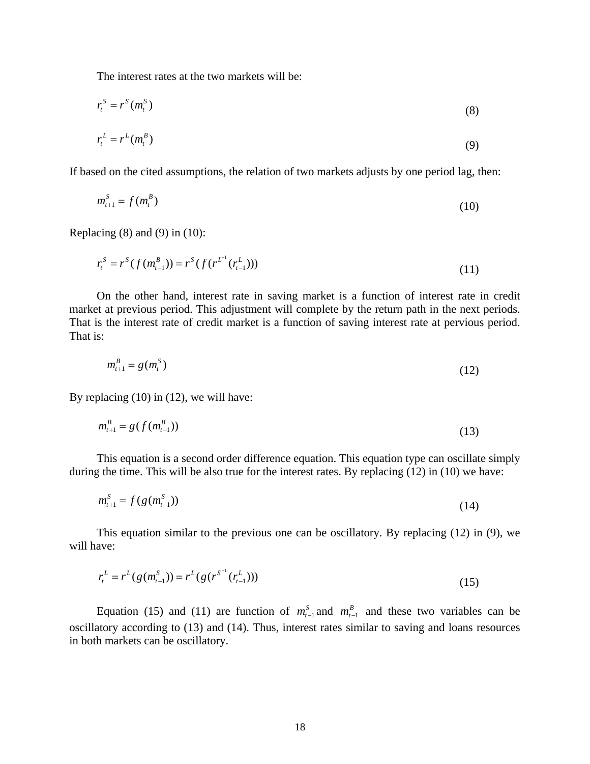The interest rates at the two markets will be:

$$r_t^S = r^S(m_t^S) \tag{8}$$

$$r_t^L = r^L(m_t^B) \tag{9}$$

If based on the cited assumptions, the relation of two markets adjusts by one period lag, then:

$$m_{t+1}^S = f(m_t^B) \tag{10}$$

Replacing (8) and (9) in (10):

$$r_t^S = r^S(f(m_{t-1}^B)) = r^S(f(r^{L^{-1}}(r_{t-1}^L))) \tag{11}$$

On the other hand, interest rate in saving market is a function of interest rate in credit market at previous period. This adjustment will complete by the return path in the next periods. That is the interest rate of credit market is a function of saving interest rate at pervious period. That is:

$$m_{t+1}^B = g(m_t^S) \tag{12}$$

By replacing (10) in (12), we will have:

$$m_{t+1}^B = g(f(m_{t-1}^B)) \tag{13}$$

This equation is a second order difference equation. This equation type can oscillate simply during the time. This will be also true for the interest rates. By replacing (12) in (10) we have:

$$m_{t+1}^S = f(g(m_{t-1}^S)) \tag{14}$$

This equation similar to the previous one can be oscillatory. By replacing (12) in (9), we will have:

$$r_t^L = r^L(g(m_{t-1}^S)) = r^L(g(r^{S^{-1}}(r_{t-1}^L))) \tag{15}$$

Equation (15) and (11) are function of $m_{t-1}^S$ and $m_{t-1}^B$ and these two variables can be oscillatory according to (13) and (14). Thus, interest rates similar to saving and loans resources in both markets can be oscillatory.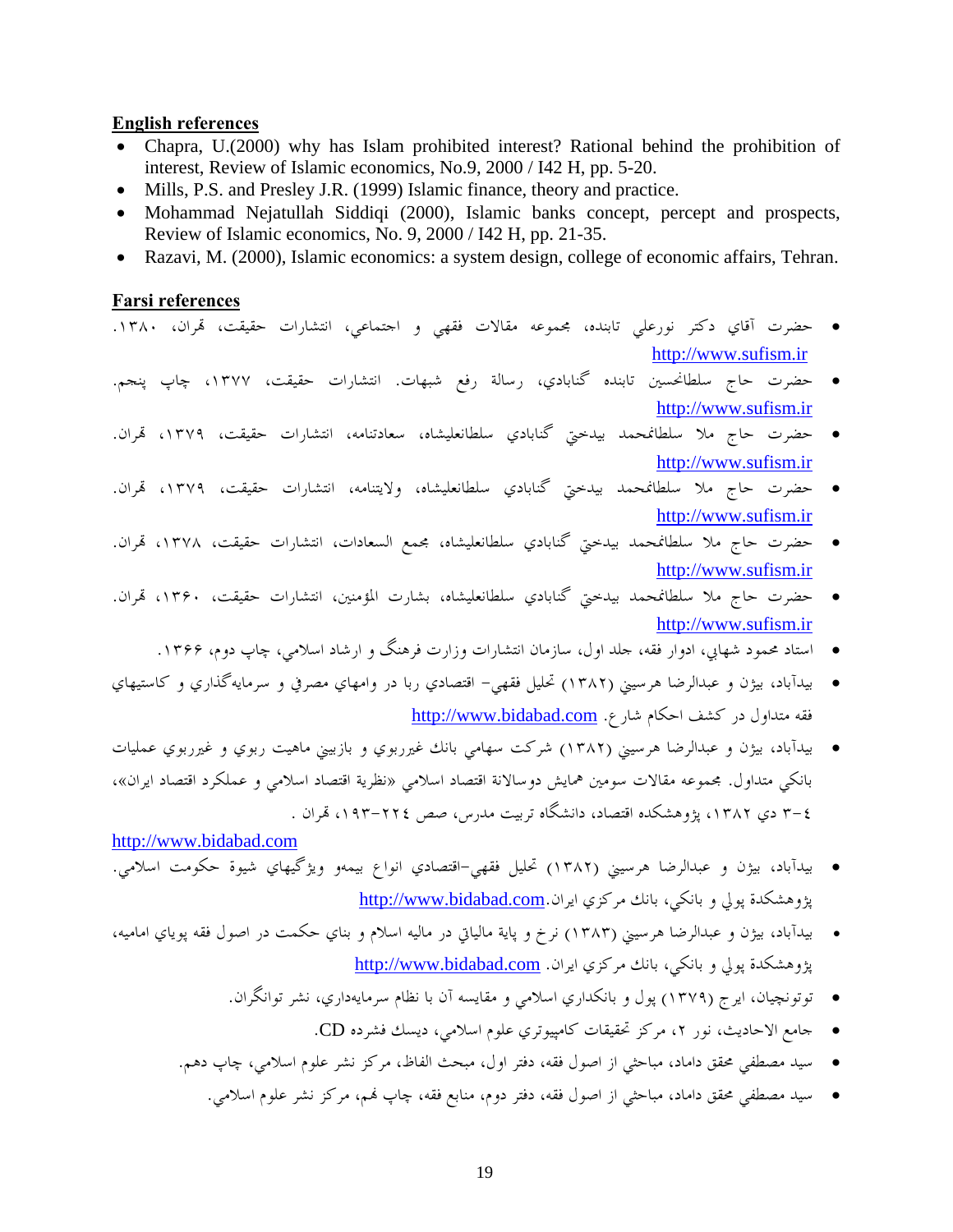**English references**

- Chapra, U.(2000) why has Islam prohibited interest? Rational behind the prohibition of interest, Review of Islamic economics, No.9, 2000 / I42 H, pp. 5-20.
- Mills, P.S. and Presley J.R. (1999) Islamic finance, theory and practice.
- Mohammad Nejatullah Siddiqi (2000), Islamic banks concept, percept and prospects, Review of Islamic economics, No. 9, 2000 / I42 H, pp. 21-35.
- Razavi, M. (2000), Islamic economics: a system design, college of economic affairs, Tehran.

**Farsi references**

- حضرت آقاي دكتر نورعلي تابنده، مجموعه مقالات فقهي و اجتماعي، انتشارات حقيقت، تهران، ١٣٨٠. http://www.sufism.ir
- حضرت حاج سلطانحسين تابنده گنابادي، رسالة رفع شبهات. انتشارات حقيقت، ١٣٧٧، چاپ پنجم. http://www.sufism.ir
- حضرت حاج ملا سلطانمحمد بيدختي گنابادي سلطانعليشاه، سعادتنامه، انتشارات حقيقت، ١٣٧٩، تهران. http://www.sufism.ir
- حضرت حاج ملا سلطانمحمد بيدختي گنابادي سلطانعليشاه، ولايتنامه، انتشارات حقيقت، ١٣٧٩، تهران. http://www.sufism.ir
- حضرت حاج ملا سلطانمحمد بيدختي گنابادي سلطانعليشاه، مجمع السعادات، انتشارات حقيقت، ١٣٧٨، تهران. http://www.sufism.ir
- حضرت حاج ملا سلطانمحمد بيدختي گنابادي سلطانعليشاه، بشارت المؤمنين، انتشارات حقيقت، ١٣٦٠، تهران. http://www.sufism.ir
- استاد محمود شهابي، ادوار فقه، جلد اول، سازمان انتشارات وزارت فرهنگ و ارشاد اسلامي، چاپ دوم، ١٣٦٦.
- بيدآباد، بيژن و عبدالرضا هرسيني (١٣٨٢) تحليل فقهي– اقتصادي ربا در وامهاي مصرفي و سرمايه‌گذاري و كاستيهاي فقه متداول در كشف احكام شارع. http://www.bidabad.com
- بيدآباد، بيژن و عبدالرضا هرسيني (١٣٨٢) شركت سهامي بانك غيرربوي و بازبيني ماهيت ربوي و غيرربوي عمليات بانكي متداول. مجموعه مقالات سومين همايش دوسالانة اقتصاد اسلامي «نظرية اقتصاد اسلامي و عملكرد اقتصاد ايران»، ٣-٤ دي ١٣٨٢، پژوهشكده اقتصاد، دانشگاه تربيت مدرس، صص ١٩٣-٢٢٤، تهران . http://www.bidabad.com
- بيدآباد، بيژن و عبدالرضا هرسيني (١٣٨٢) تحليل فقهي–اقتصادي انواع بيمهو ويژگيهاي شيوة حكومت اسلامي. پژوهشكدة پولي و بانكي، بانك مركزي ايران.http://www.bidabad.com
- بيدآباد، بيژن و عبدالرضا هرسيني (١٣٨٣) نرخ و پاية مالياتي در ماليه اسلام و بناي حكمت در اصول فقه پوياي اماميه، پژوهشكدة پولي و بانكي، بانك مركزي ايران. http://www.bidabad.com
- توتونچيان، ايرج (١٣٧٩) پول و بانكداري اسلامي و مقايسه آن با نظام سرمايه‌داري، نشر توانگران.
- جامع الاحاديث، نور ٢، مركز تحقيقات كامپيوتري علوم اسلامي، ديسك فشرده CD.
- سيد مصطفي محقق داماد، مباحثي از اصول فقه، دفتر اول، مبحث الفاظ، مركز نشر علوم اسلامي، چاپ دهم.
- سيد مصطفي محقق داماد، مباحثي از اصول فقه، دفتر دوم، منابع فقه، چاپ نهم، مركز نشر علوم اسلامي.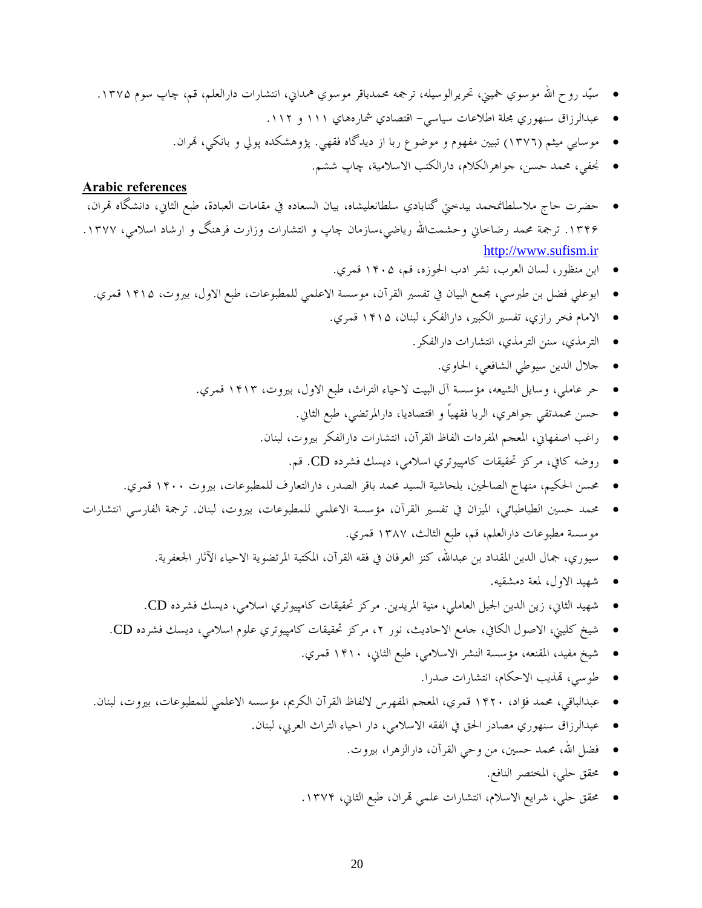- سيّد روح الله موسوي خميني، تحريرالوسيله، ترجمه محمدباقر موسوي همداني، انتشارات دارالعلم، قم، چاپ سوم ۱۳۷۵.
- عبدالرزاق سنهوري مجلة اطلاعات سياسي- اقتصادي شمارههاي ۱۱۱ و ۱۱۲.
- موسايي ميثم (۱۳۷٦) تبيين مفهوم و موضوع ربا از ديدگاه فقهي. پژوهشكده پولي و بانكي، تهران.
- نجفي، محمد حسن، جواهرالكلام، دارالكتب الاسلامية، چاپ ششم.

## Arabic references

- حضرت حاج ملاسلطانمحمد بيدختي گنابادي سلطانعليشاه، بيان السعاده في مقامات العبادة، طبع الثاني، دانشگاه تهران، ۱۳۴۶. ترجمة محمد رضاخاني وحشمتالله رياضي،سازمان چاپ و انتشارات وزارت فرهنگ و ارشاد اسلامي، ۱۳۷۷. http://www.sufism.ir
- ابن منظور، لسان العرب، نشر ادب الحوزه، قم، ۱۴۰۵ قمري.
- ابوعلي فضل بن طبرسي، مجمع البيان في تفسير القرآن، موسسة الاعلمي للمطبوعات، طبع الاول، بيروت، ۱۴۱۵ قمري.
- الامام فخر رازي، تفسير الكبير، دارالفكر، لبنان، ۱۴۱۵ قمري.
- الترمذي، سنن الترمذي، انتشارات دارالفكر.
- جلال الدين سيوطي الشافعي، الحاوي.
- حر عاملي، وسايل الشيعه، مؤسسة آل البيت لاحياء التراث، طبع الاول، بيروت، ۱۴۱۳ قمري.
- حسن محمدتقي جواهري، الربا فقهياً و اقتصاديا، دارالمرتضي، طبع الثاني.
- راغب اصفهاني، المعجم المفردات الفاظ القرآن، انتشارات دارالفكر بيروت، لبنان.
- روضه كافي، مركز تحقيقات كامپيوتري اسلامي، ديسك فشرده CD. قم.
- محسن الحكيم، منهاج الصالحين، بلحاشية السيد محمد باقر الصدر، دارالتعارف للمطبوعات، بيروت ۱۴۰۰ قمري.
- محمد حسين الطباطبائي، الميزان في تفسير القرآن، مؤسسة الاعلمي للمطبوعات، بيروت، لبنان. ترجمة الفارسي انتشارات موسسة مطبوعات دارالعلم، قم، طبع الثالث، ۱۳۸۷ قمري.
- سيوري، جمال الدين المقداد بن عبدالله، كنز العرفان في فقه القرآن، المكتبة المرتضوية الاحياء الآثار الجعفرية.
- شهيد الاول، لمعة دمشقيه.
- شهيد الثاني، زين الدين الجبل العاملي، منية المريدين. مركز تحقيقات كامپيوتري اسلامي، ديسك فشرده CD.
- شيخ كليني، الاصول الكافي، جامع الاحاديث، نور ۲، مركز تحقيقات كامپيوتري علوم اسلامي، ديسك فشرده CD.
- شيخ مفيد، المقنعه، مؤسسة النشر الاسلامي، طبع الثاني، ۱۴۱۰ قمري.
- طوسي، تهذيب الاحكام، انتشارات صدرا.
- عبدالباقي، محمد فؤاد، ۱۴۲۰ قمري، المعجم المفهرس لالفاظ القرآن الكريم، مؤسسه الاعلمي للمطبوعات، بيروت، لبنان.
- عبدالرزاق سنهوري مصادر الحق في الفقه الاسلامي، دار احياء التراث العربي، لبنان.
- فضل الله، محمد حسين، من وحي القرآن، دارالزهرا، بيروت.
- محقق حلي، المختصر النافع.
- محقق حلي، شرايع الاسلام، انتشارات علمي تهران، طبع الثاني، ۱۳۷۴.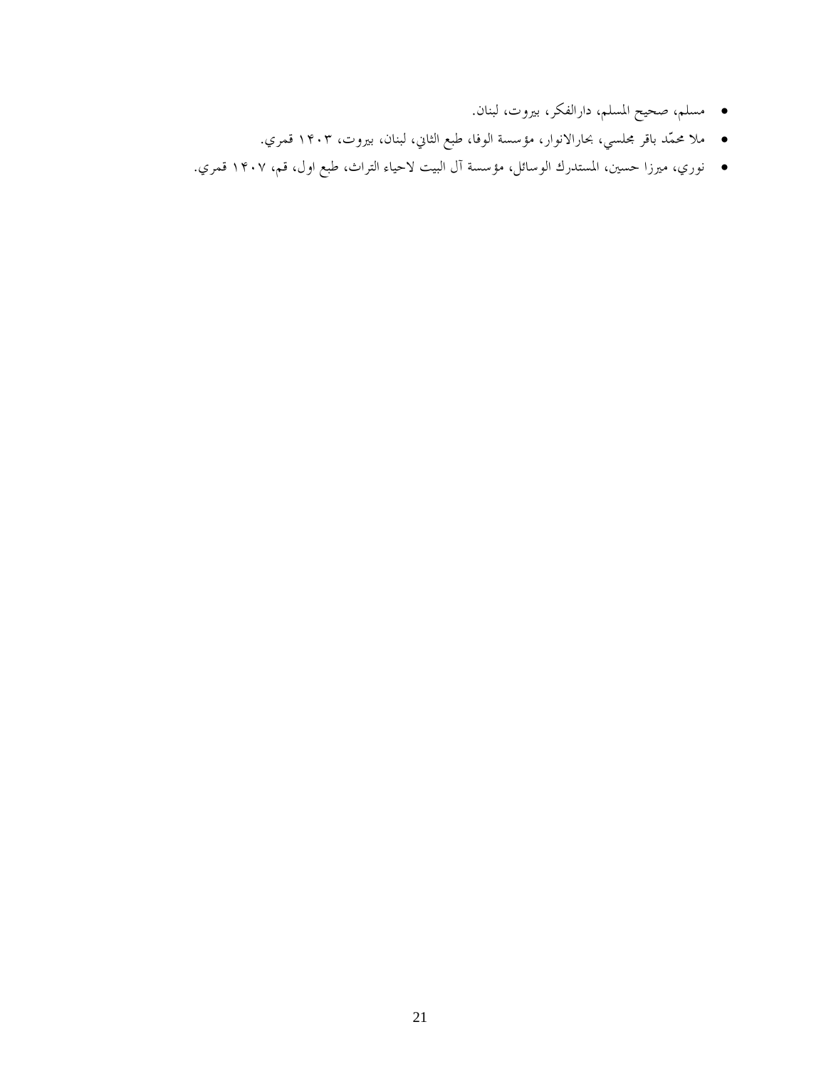- مسلم، صحيح المسلم، دارالفكر، بيروت، لبنان.
- ملا محمّد باقر مجلسي، بحارالانوار، مؤسسة الوفا، طبع الثاني، لبنان، بيروت، ۱۴۰۳ قمري.
- نوري، ميرزا حسين، المستدرك الوسائل، مؤسسة آل البيت لاحياء التراث، طبع اول، قم، ۱۴۰۷ قمري.